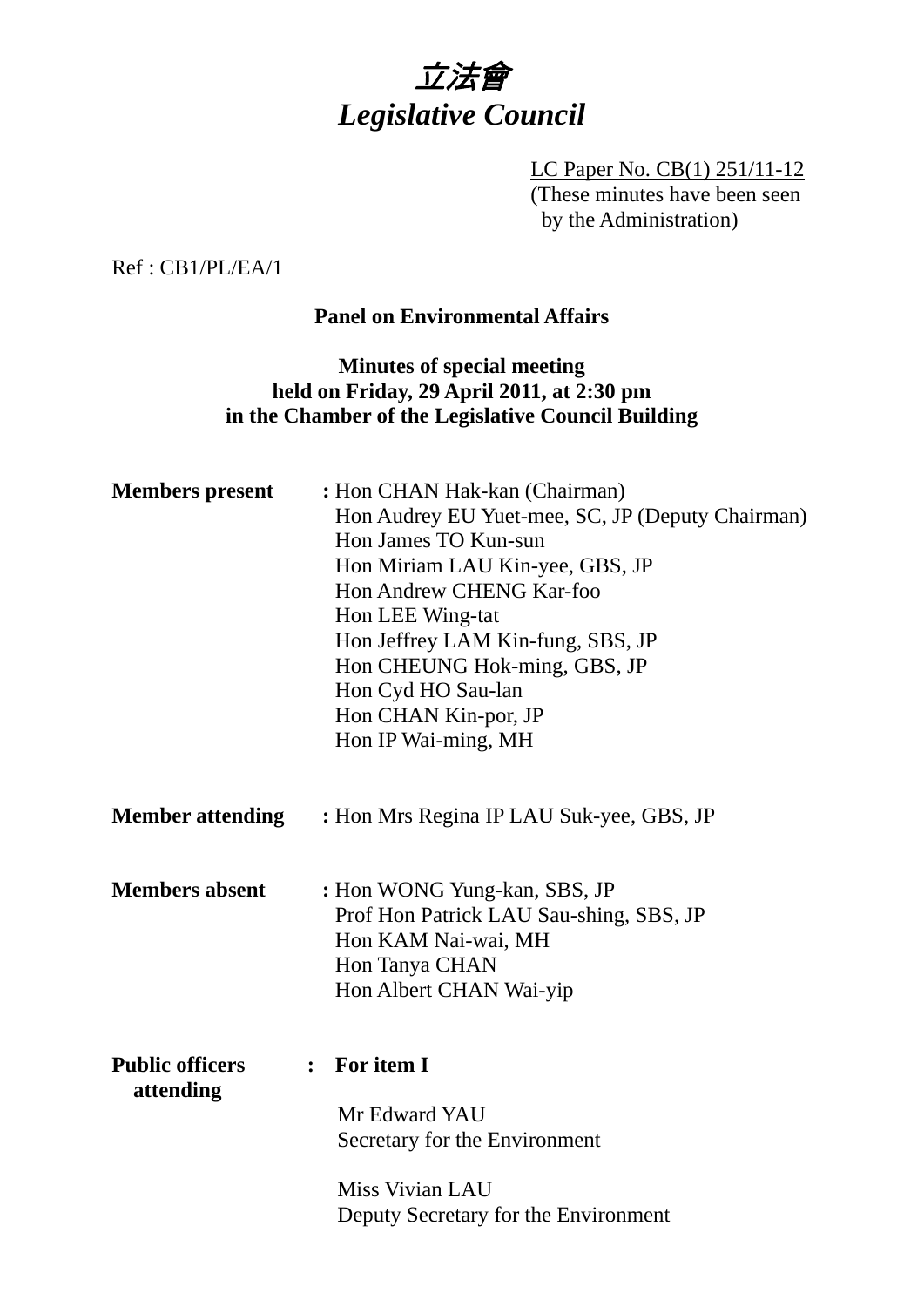# *立法會*
# *Legislative Council*

LC Paper No. CB(1) 251/11-12
(These minutes have been seen by the Administration)

Ref : CB1/PL/EA/1

**Panel on Environmental Affairs**

**Minutes of special meeting held on Friday, 29 April 2011, at 2:30 pm in the Chamber of the Legislative Council Building**

**Members present** : Hon CHAN Hak-kan (Chairman)
Hon Audrey EU Yuet-mee, SC, JP (Deputy Chairman)
Hon James TO Kun-sun
Hon Miriam LAU Kin-yee, GBS, JP
Hon Andrew CHENG Kar-foo
Hon LEE Wing-tat
Hon Jeffrey LAM Kin-fung, SBS, JP
Hon CHEUNG Hok-ming, GBS, JP
Hon Cyd HO Sau-lan
Hon CHAN Kin-por, JP
Hon IP Wai-ming, MH

**Member attending** : Hon Mrs Regina IP LAU Suk-yee, GBS, JP

**Members absent** : Hon WONG Yung-kan, SBS, JP
Prof Hon Patrick LAU Sau-shing, SBS, JP
Hon KAM Nai-wai, MH
Hon Tanya CHAN
Hon Albert CHAN Wai-yip

**Public officers attending** : **For item I**

Mr Edward YAU
Secretary for the Environment

Miss Vivian LAU
Deputy Secretary for the Environment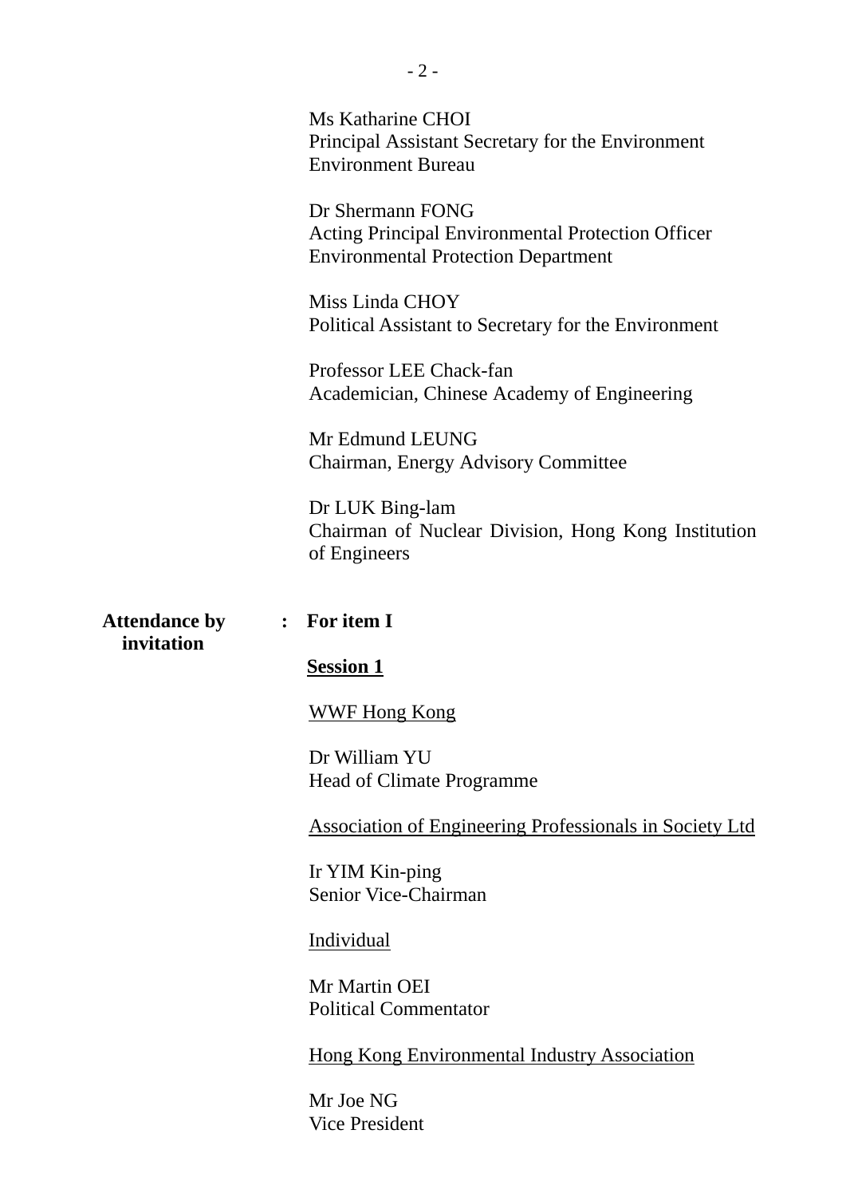Ms Katharine CHOI
Principal Assistant Secretary for the Environment
Environment Bureau

Dr Shermann FONG
Acting Principal Environmental Protection Officer
Environmental Protection Department

Miss Linda CHOY
Political Assistant to Secretary for the Environment

Professor LEE Chack-fan
Academician, Chinese Academy of Engineering

Mr Edmund LEUNG
Chairman, Energy Advisory Committee

Dr LUK Bing-lam
Chairman of Nuclear Division, Hong Kong Institution of Engineers

**Attendance by invitation** : **For item I**

**Session 1**

WWF Hong Kong

Dr William YU
Head of Climate Programme

Association of Engineering Professionals in Society Ltd

Ir YIM Kin-ping
Senior Vice-Chairman

Individual

Mr Martin OEI
Political Commentator

Hong Kong Environmental Industry Association

Mr Joe NG
Vice President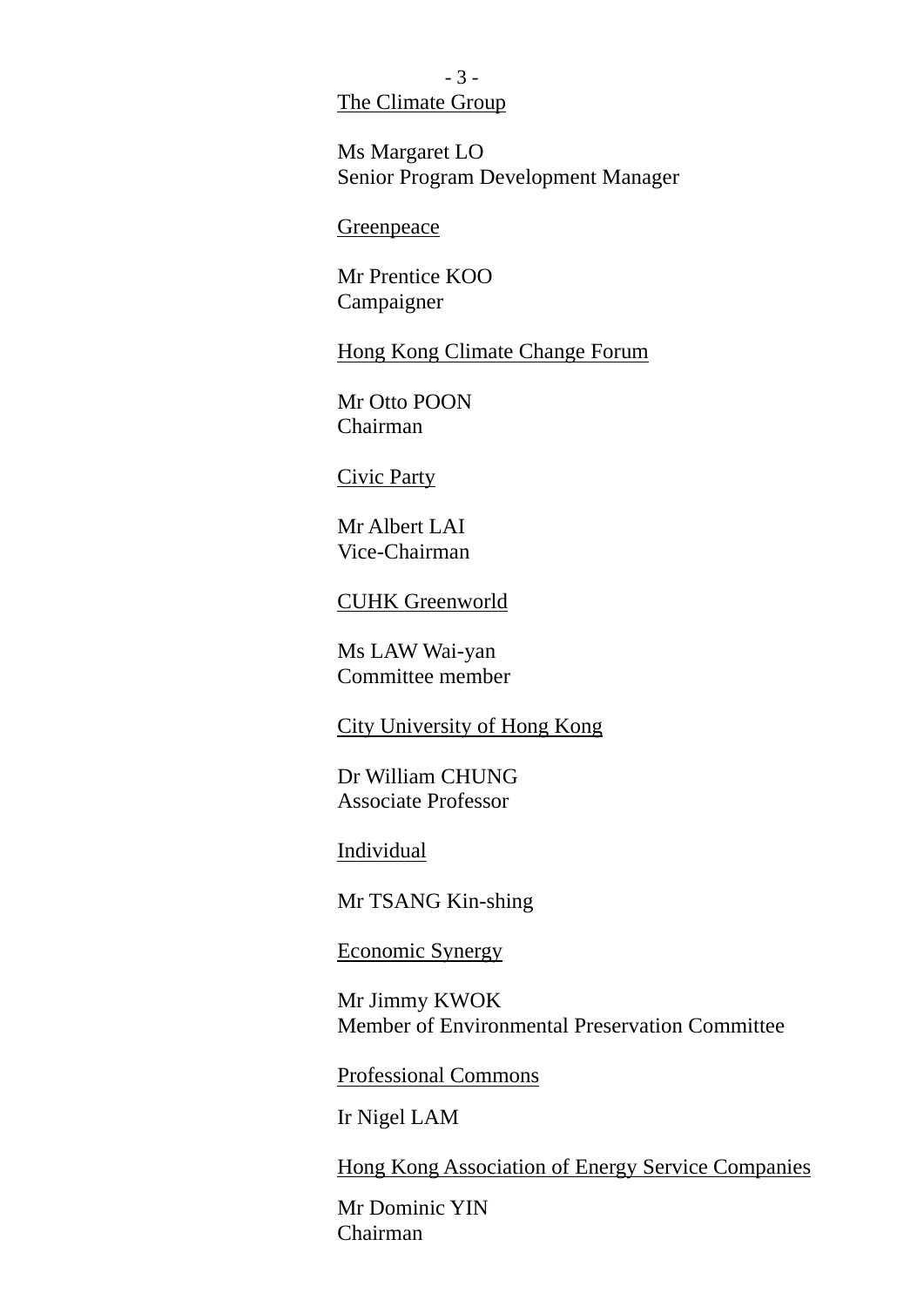<u>The Climate Group</u>

Ms Margaret LO
Senior Program Development Manager

<u>Greenpeace</u>

Mr Prentice KOO
Campaigner

<u>Hong Kong Climate Change Forum</u>

Mr Otto POON
Chairman

<u>Civic Party</u>

Mr Albert LAI
Vice-Chairman

<u>CUHK Greenworld</u>

Ms LAW Wai-yan
Committee member

<u>City University of Hong Kong</u>

Dr William CHUNG
Associate Professor

<u>Individual</u>

Mr TSANG Kin-shing

<u>Economic Synergy</u>

Mr Jimmy KWOK
Member of Environmental Preservation Committee

<u>Professional Commons</u>

Ir Nigel LAM

<u>Hong Kong Association of Energy Service Companies</u>

Mr Dominic YIN
Chairman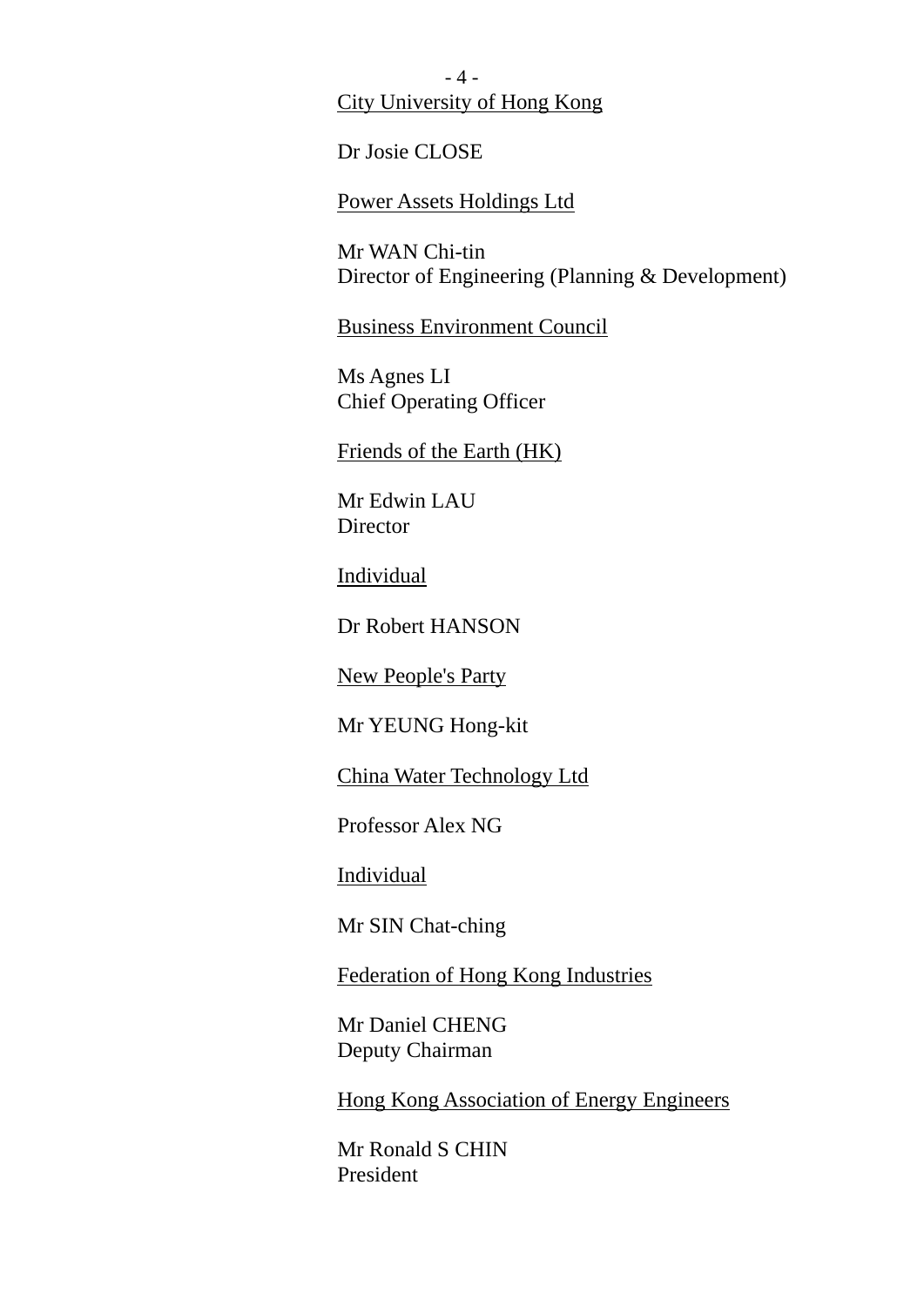City University of Hong Kong

Dr Josie CLOSE

Power Assets Holdings Ltd

Mr WAN Chi-tin
Director of Engineering (Planning & Development)

Business Environment Council

Ms Agnes LI
Chief Operating Officer

Friends of the Earth (HK)

Mr Edwin LAU
Director

Individual

Dr Robert HANSON

New People's Party

Mr YEUNG Hong-kit

China Water Technology Ltd

Professor Alex NG

Individual

Mr SIN Chat-ching

Federation of Hong Kong Industries

Mr Daniel CHENG
Deputy Chairman

Hong Kong Association of Energy Engineers

Mr Ronald S CHIN
President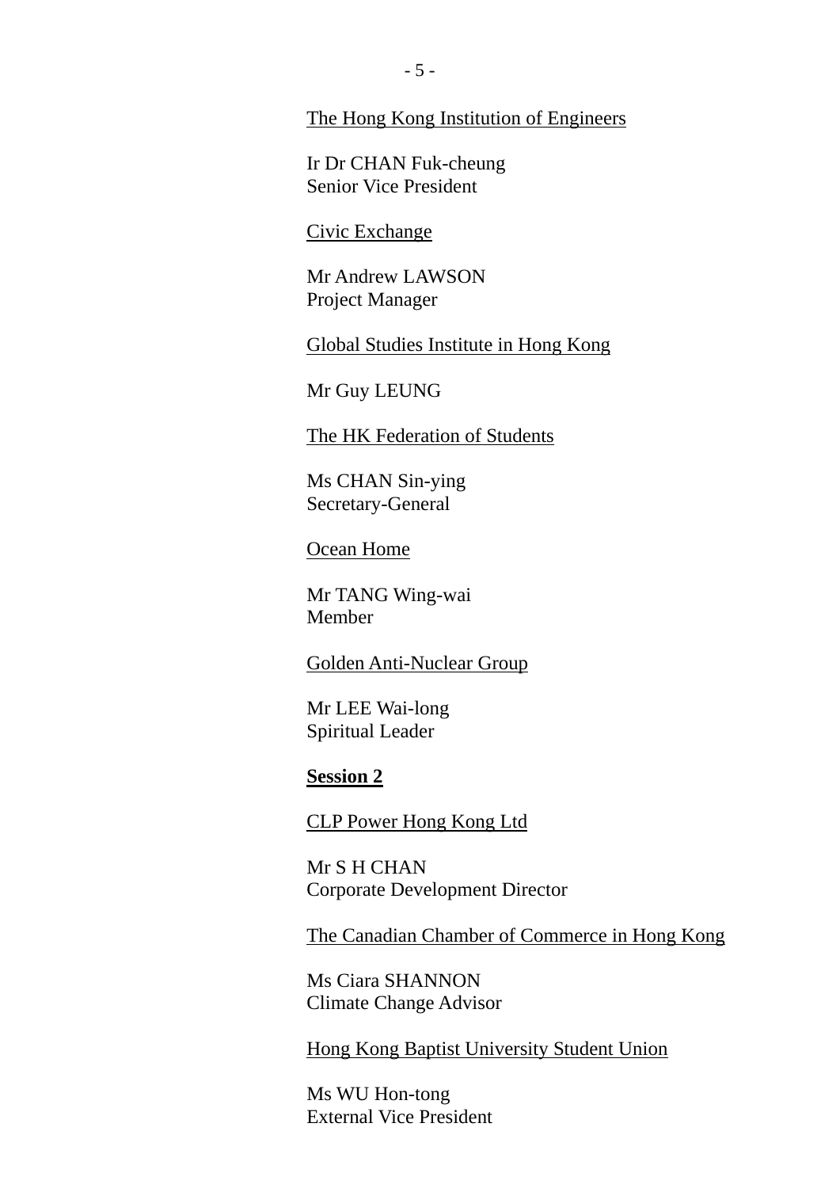<u>The Hong Kong Institution of Engineers</u>

Ir Dr CHAN Fuk-cheung
Senior Vice President

<u>Civic Exchange</u>

Mr Andrew LAWSON
Project Manager

<u>Global Studies Institute in Hong Kong</u>

Mr Guy LEUNG

<u>The HK Federation of Students</u>

Ms CHAN Sin-ying
Secretary-General

<u>Ocean Home</u>

Mr TANG Wing-wai
Member

<u>Golden Anti-Nuclear Group</u>

Mr LEE Wai-long
Spiritual Leader

**<u>Session 2</u>**

<u>CLP Power Hong Kong Ltd</u>

Mr S H CHAN
Corporate Development Director

<u>The Canadian Chamber of Commerce in Hong Kong</u>

Ms Ciara SHANNON
Climate Change Advisor

<u>Hong Kong Baptist University Student Union</u>

Ms WU Hon-tong
External Vice President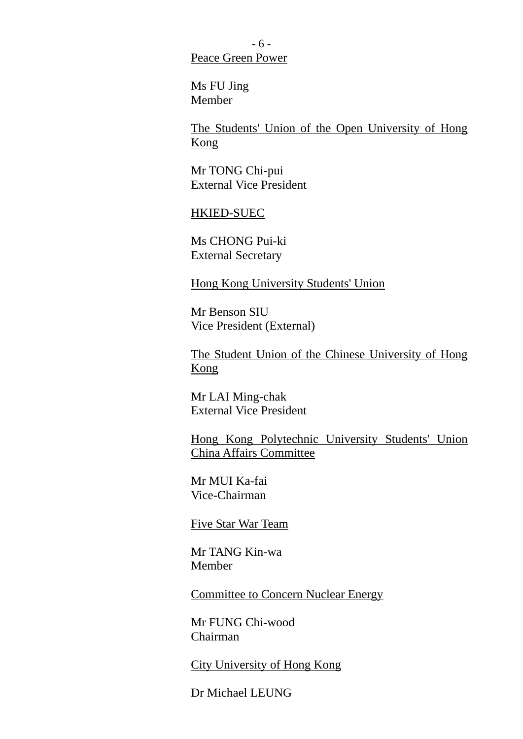<u>Peace Green Power</u>

Ms FU Jing
Member

<u>The Students' Union of the Open University of Hong Kong</u>

Mr TONG Chi-pui
External Vice President

<u>HKIED-SUEC</u>

Ms CHONG Pui-ki
External Secretary

<u>Hong Kong University Students' Union</u>

Mr Benson SIU
Vice President (External)

<u>The Student Union of the Chinese University of Hong Kong</u>

Mr LAI Ming-chak
External Vice President

<u>Hong Kong Polytechnic University Students' Union China Affairs Committee</u>

Mr MUI Ka-fai
Vice-Chairman

<u>Five Star War Team</u>

Mr TANG Kin-wa
Member

<u>Committee to Concern Nuclear Energy</u>

Mr FUNG Chi-wood
Chairman

<u>City University of Hong Kong</u>

Dr Michael LEUNG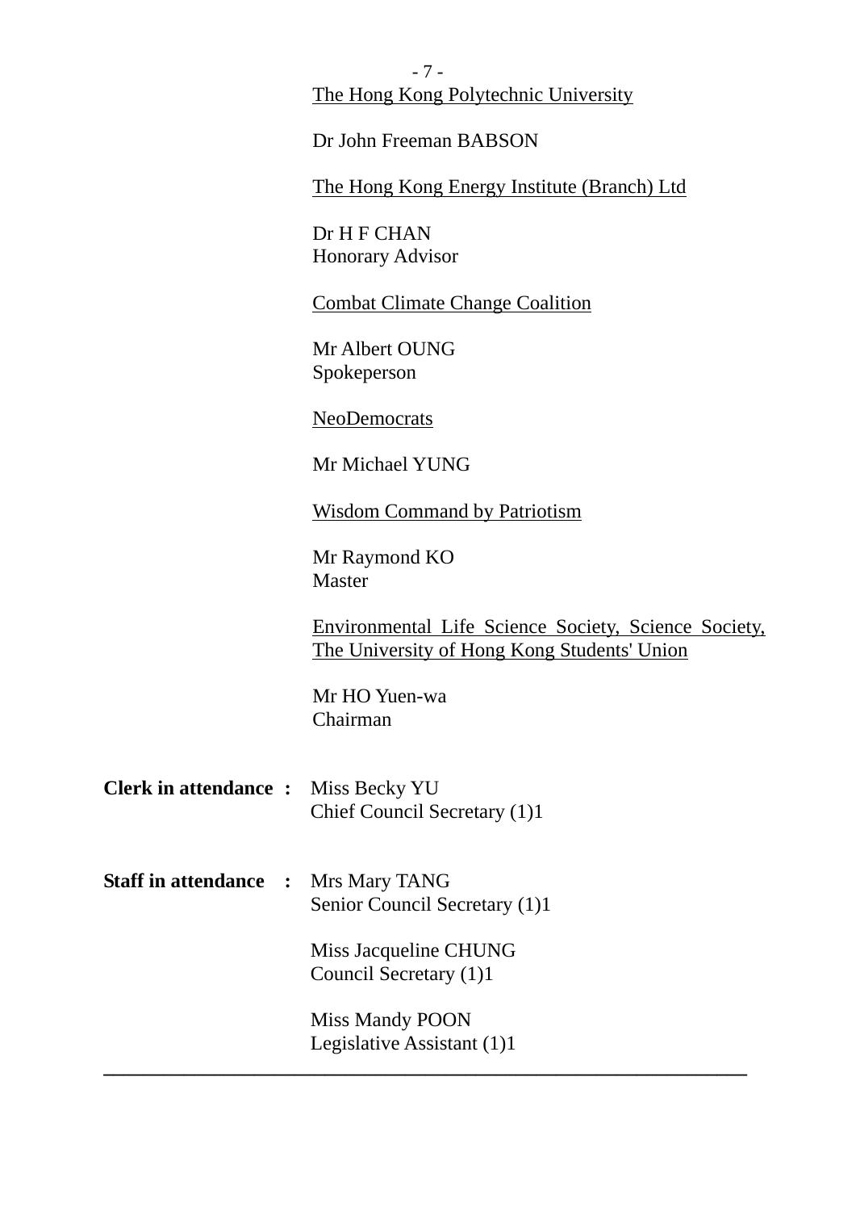<u>The Hong Kong Polytechnic University</u>

Dr John Freeman BABSON

<u>The Hong Kong Energy Institute (Branch) Ltd</u>

Dr H F CHAN
Honorary Advisor

<u>Combat Climate Change Coalition</u>

Mr Albert OUNG
Spokeperson

<u>NeoDemocrats</u>

Mr Michael YUNG

<u>Wisdom Command by Patriotism</u>

Mr Raymond KO
Master

<u>Environmental Life Science Society, Science Society, The University of Hong Kong Students' Union</u>

Mr HO Yuen-wa
Chairman

**Clerk in attendance :** Miss Becky YU
Chief Council Secretary (1)1

**Staff in attendance :** Mrs Mary TANG
Senior Council Secretary (1)1

Miss Jacqueline CHUNG
Council Secretary (1)1

Miss Mandy POON
Legislative Assistant (1)1

---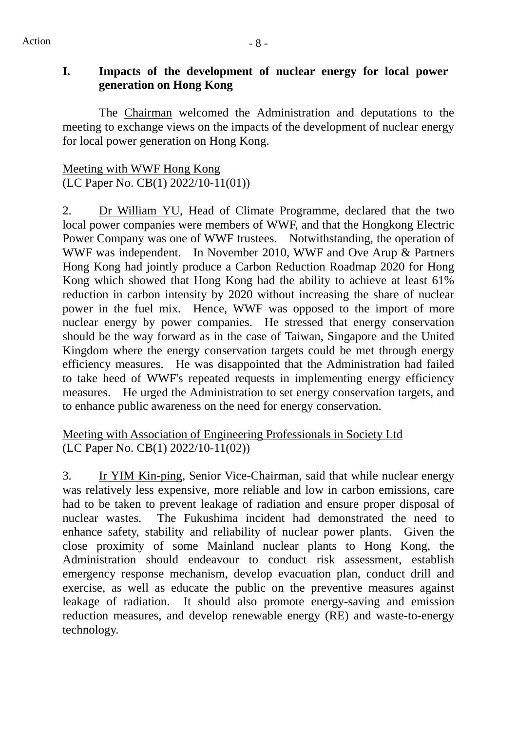## I. Impacts of the development of nuclear energy for local power generation on Hong Kong

The Chairman welcomed the Administration and deputations to the meeting to exchange views on the impacts of the development of nuclear energy for local power generation on Hong Kong.

Meeting with WWF Hong Kong
(LC Paper No. CB(1) 2022/10-11(01))

2. Dr William YU, Head of Climate Programme, declared that the two local power companies were members of WWF, and that the Hongkong Electric Power Company was one of WWF trustees. Notwithstanding, the operation of WWF was independent. In November 2010, WWF and Ove Arup & Partners Hong Kong had jointly produce a Carbon Reduction Roadmap 2020 for Hong Kong which showed that Hong Kong had the ability to achieve at least 61% reduction in carbon intensity by 2020 without increasing the share of nuclear power in the fuel mix. Hence, WWF was opposed to the import of more nuclear energy by power companies. He stressed that energy conservation should be the way forward as in the case of Taiwan, Singapore and the United Kingdom where the energy conservation targets could be met through energy efficiency measures. He was disappointed that the Administration had failed to take heed of WWF's repeated requests in implementing energy efficiency measures. He urged the Administration to set energy conservation targets, and to enhance public awareness on the need for energy conservation.

Meeting with Association of Engineering Professionals in Society Ltd
(LC Paper No. CB(1) 2022/10-11(02))

3. Ir YIM Kin-ping, Senior Vice-Chairman, said that while nuclear energy was relatively less expensive, more reliable and low in carbon emissions, care had to be taken to prevent leakage of radiation and ensure proper disposal of nuclear wastes. The Fukushima incident had demonstrated the need to enhance safety, stability and reliability of nuclear power plants. Given the close proximity of some Mainland nuclear plants to Hong Kong, the Administration should endeavour to conduct risk assessment, establish emergency response mechanism, develop evacuation plan, conduct drill and exercise, as well as educate the public on the preventive measures against leakage of radiation. It should also promote energy-saving and emission reduction measures, and develop renewable energy (RE) and waste-to-energy technology.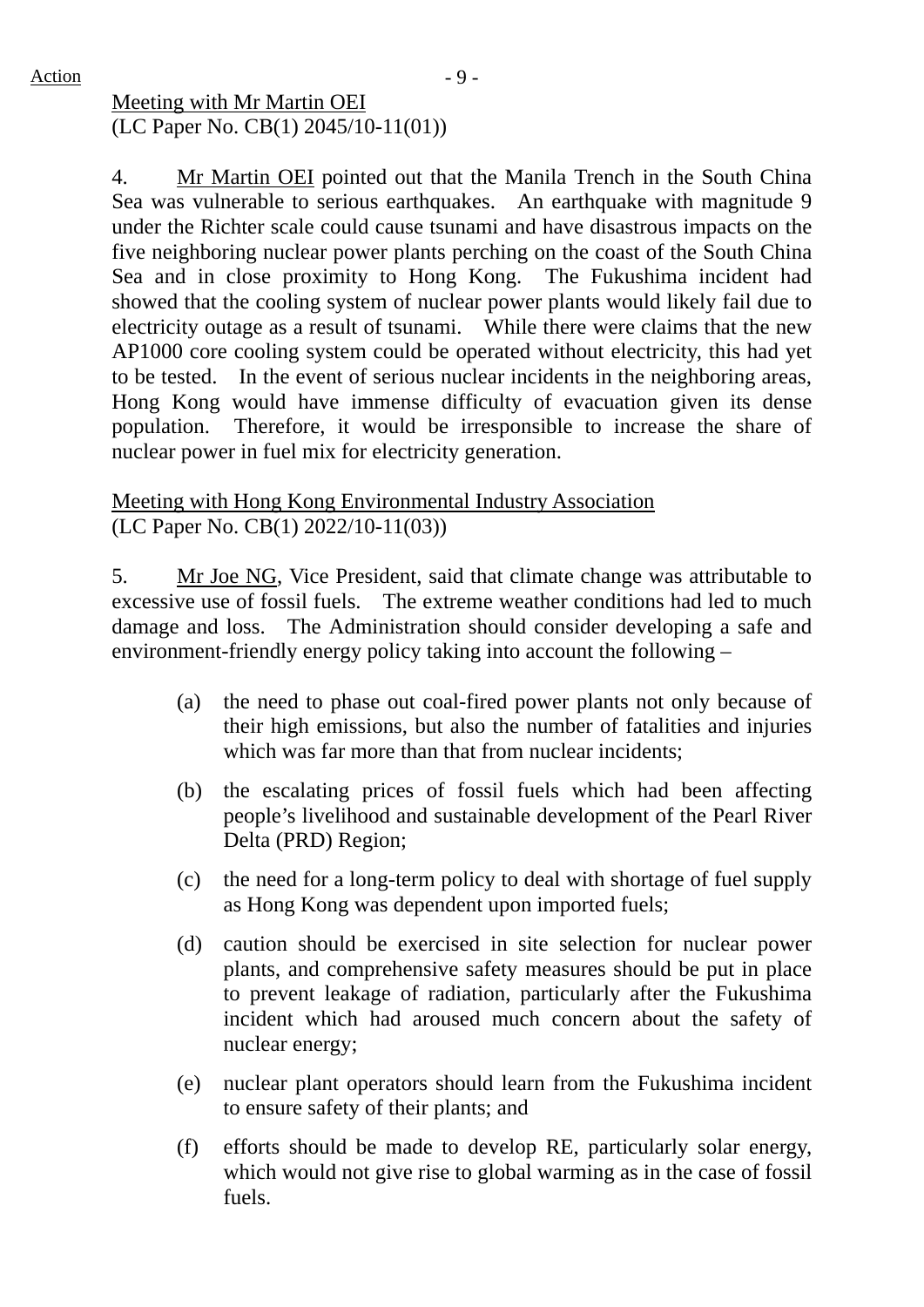Action

Meeting with Mr Martin OEI
(LC Paper No. CB(1) 2045/10-11(01))

4. Mr Martin OEI pointed out that the Manila Trench in the South China Sea was vulnerable to serious earthquakes. An earthquake with magnitude 9 under the Richter scale could cause tsunami and have disastrous impacts on the five neighboring nuclear power plants perching on the coast of the South China Sea and in close proximity to Hong Kong. The Fukushima incident had showed that the cooling system of nuclear power plants would likely fail due to electricity outage as a result of tsunami. While there were claims that the new AP1000 core cooling system could be operated without electricity, this had yet to be tested. In the event of serious nuclear incidents in the neighboring areas, Hong Kong would have immense difficulty of evacuation given its dense population. Therefore, it would be irresponsible to increase the share of nuclear power in fuel mix for electricity generation.

Meeting with Hong Kong Environmental Industry Association
(LC Paper No. CB(1) 2022/10-11(03))

5. Mr Joe NG, Vice President, said that climate change was attributable to excessive use of fossil fuels. The extreme weather conditions had led to much damage and loss. The Administration should consider developing a safe and environment-friendly energy policy taking into account the following –

(a) the need to phase out coal-fired power plants not only because of their high emissions, but also the number of fatalities and injuries which was far more than that from nuclear incidents;

(b) the escalating prices of fossil fuels which had been affecting people's livelihood and sustainable development of the Pearl River Delta (PRD) Region;

(c) the need for a long-term policy to deal with shortage of fuel supply as Hong Kong was dependent upon imported fuels;

(d) caution should be exercised in site selection for nuclear power plants, and comprehensive safety measures should be put in place to prevent leakage of radiation, particularly after the Fukushima incident which had aroused much concern about the safety of nuclear energy;

(e) nuclear plant operators should learn from the Fukushima incident to ensure safety of their plants; and

(f) efforts should be made to develop RE, particularly solar energy, which would not give rise to global warming as in the case of fossil fuels.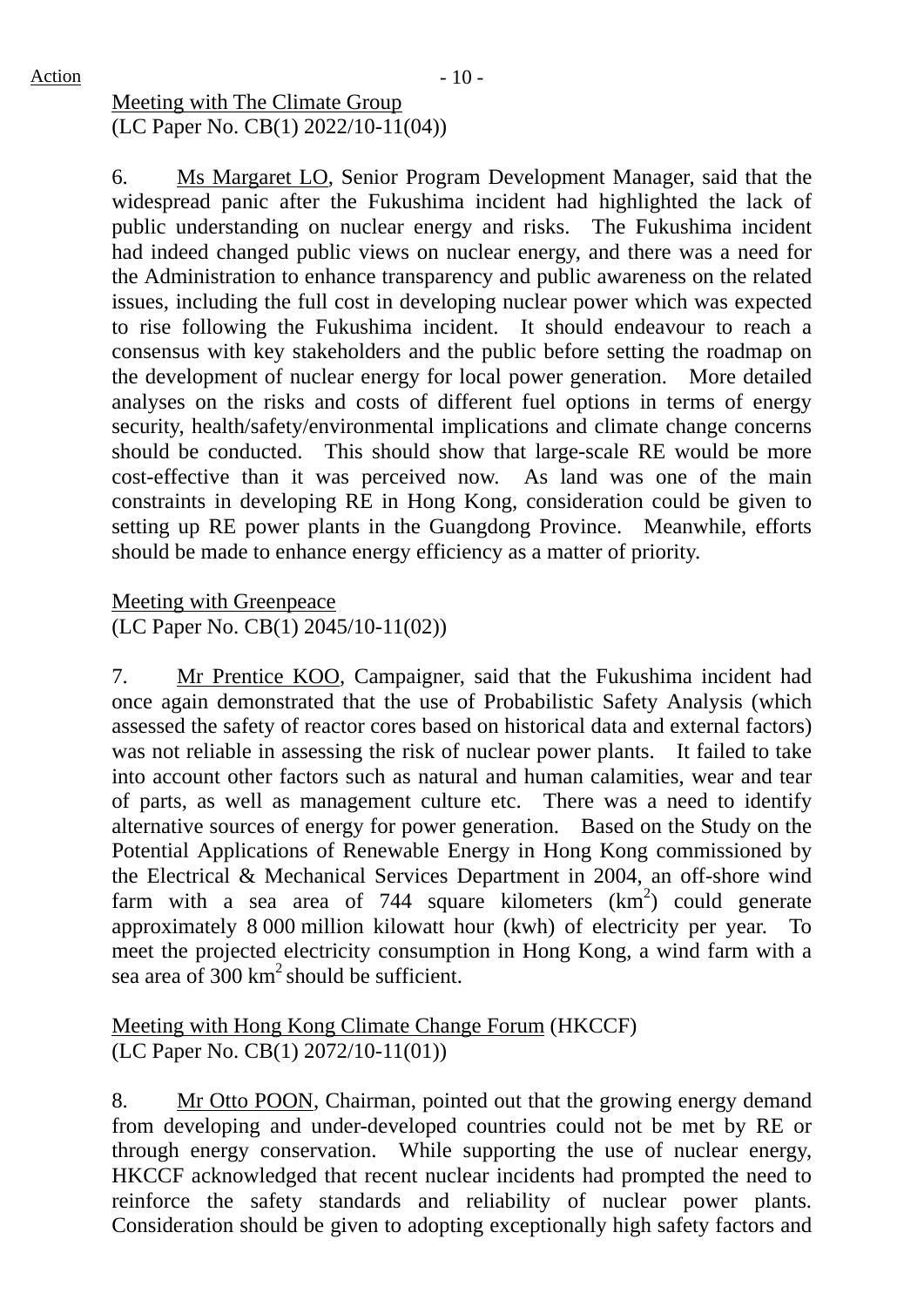Action

Meeting with The Climate Group
(LC Paper No. CB(1) 2022/10-11(04))

6. Ms Margaret LO, Senior Program Development Manager, said that the widespread panic after the Fukushima incident had highlighted the lack of public understanding on nuclear energy and risks. The Fukushima incident had indeed changed public views on nuclear energy, and there was a need for the Administration to enhance transparency and public awareness on the related issues, including the full cost in developing nuclear power which was expected to rise following the Fukushima incident. It should endeavour to reach a consensus with key stakeholders and the public before setting the roadmap on the development of nuclear energy for local power generation. More detailed analyses on the risks and costs of different fuel options in terms of energy security, health/safety/environmental implications and climate change concerns should be conducted. This should show that large-scale RE would be more cost-effective than it was perceived now. As land was one of the main constraints in developing RE in Hong Kong, consideration could be given to setting up RE power plants in the Guangdong Province. Meanwhile, efforts should be made to enhance energy efficiency as a matter of priority.

Meeting with Greenpeace
(LC Paper No. CB(1) 2045/10-11(02))

7. Mr Prentice KOO, Campaigner, said that the Fukushima incident had once again demonstrated that the use of Probabilistic Safety Analysis (which assessed the safety of reactor cores based on historical data and external factors) was not reliable in assessing the risk of nuclear power plants. It failed to take into account other factors such as natural and human calamities, wear and tear of parts, as well as management culture etc. There was a need to identify alternative sources of energy for power generation. Based on the Study on the Potential Applications of Renewable Energy in Hong Kong commissioned by the Electrical & Mechanical Services Department in 2004, an off-shore wind farm with a sea area of 744 square kilometers ($km^2$) could generate approximately 8 000 million kilowatt hour (kwh) of electricity per year. To meet the projected electricity consumption in Hong Kong, a wind farm with a sea area of 300 $km^2$ should be sufficient.

Meeting with Hong Kong Climate Change Forum (HKCCF)
(LC Paper No. CB(1) 2072/10-11(01))

8. Mr Otto POON, Chairman, pointed out that the growing energy demand from developing and under-developed countries could not be met by RE or through energy conservation. While supporting the use of nuclear energy, HKCCF acknowledged that recent nuclear incidents had prompted the need to reinforce the safety standards and reliability of nuclear power plants. Consideration should be given to adopting exceptionally high safety factors and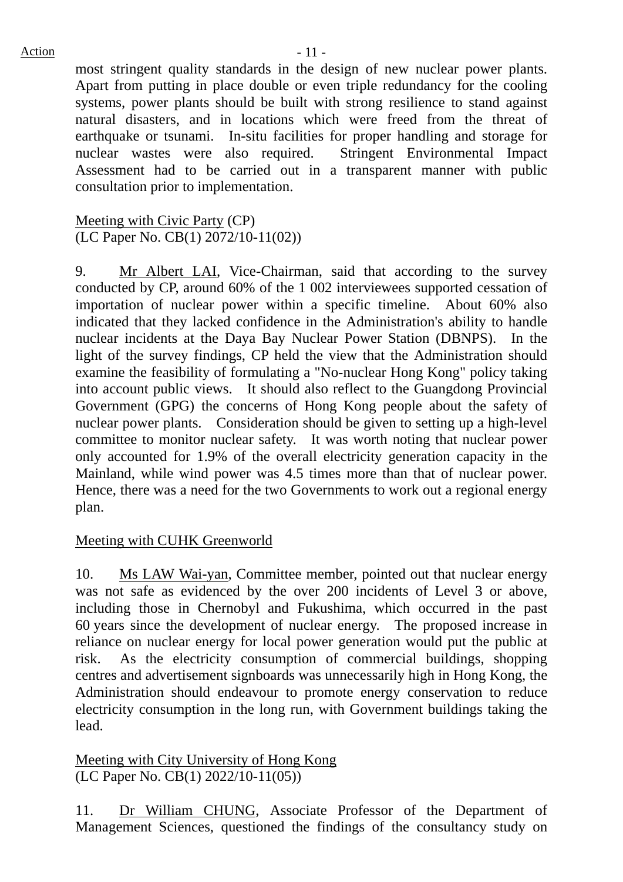most stringent quality standards in the design of new nuclear power plants. Apart from putting in place double or even triple redundancy for the cooling systems, power plants should be built with strong resilience to stand against natural disasters, and in locations which were freed from the threat of earthquake or tsunami. In-situ facilities for proper handling and storage for nuclear wastes were also required. Stringent Environmental Impact Assessment had to be carried out in a transparent manner with public consultation prior to implementation.

Meeting with Civic Party (CP)
(LC Paper No. CB(1) 2072/10-11(02))

9. Mr Albert LAI, Vice-Chairman, said that according to the survey conducted by CP, around 60% of the 1 002 interviewees supported cessation of importation of nuclear power within a specific timeline. About 60% also indicated that they lacked confidence in the Administration's ability to handle nuclear incidents at the Daya Bay Nuclear Power Station (DBNPS). In the light of the survey findings, CP held the view that the Administration should examine the feasibility of formulating a "No-nuclear Hong Kong" policy taking into account public views. It should also reflect to the Guangdong Provincial Government (GPG) the concerns of Hong Kong people about the safety of nuclear power plants. Consideration should be given to setting up a high-level committee to monitor nuclear safety. It was worth noting that nuclear power only accounted for 1.9% of the overall electricity generation capacity in the Mainland, while wind power was 4.5 times more than that of nuclear power. Hence, there was a need for the two Governments to work out a regional energy plan.

Meeting with CUHK Greenworld

10. Ms LAW Wai-yan, Committee member, pointed out that nuclear energy was not safe as evidenced by the over 200 incidents of Level 3 or above, including those in Chernobyl and Fukushima, which occurred in the past 60 years since the development of nuclear energy. The proposed increase in reliance on nuclear energy for local power generation would put the public at risk. As the electricity consumption of commercial buildings, shopping centres and advertisement signboards was unnecessarily high in Hong Kong, the Administration should endeavour to promote energy conservation to reduce electricity consumption in the long run, with Government buildings taking the lead.

Meeting with City University of Hong Kong
(LC Paper No. CB(1) 2022/10-11(05))

11. Dr William CHUNG, Associate Professor of the Department of Management Sciences, questioned the findings of the consultancy study on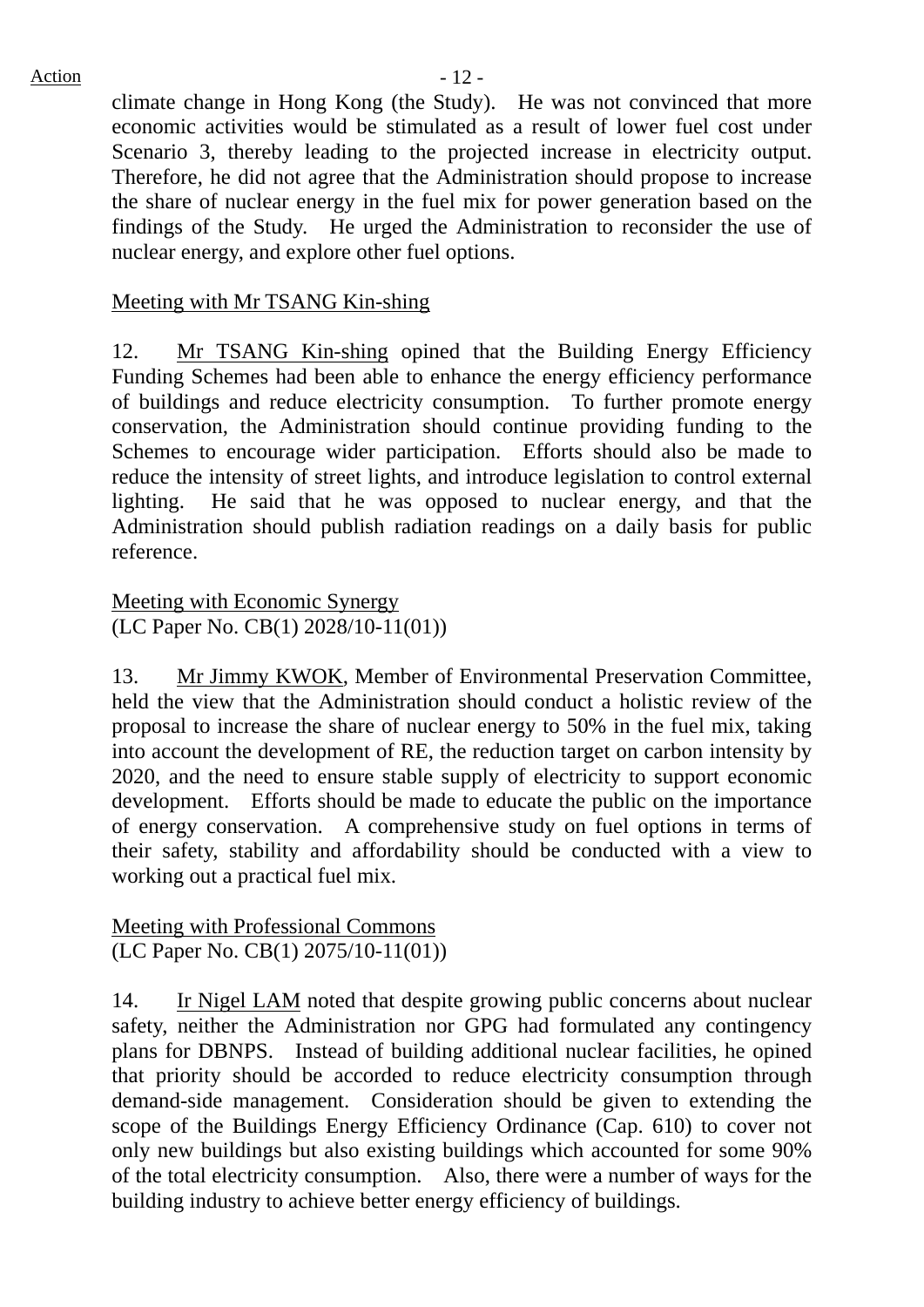climate change in Hong Kong (the Study). He was not convinced that more economic activities would be stimulated as a result of lower fuel cost under Scenario 3, thereby leading to the projected increase in electricity output. Therefore, he did not agree that the Administration should propose to increase the share of nuclear energy in the fuel mix for power generation based on the findings of the Study. He urged the Administration to reconsider the use of nuclear energy, and explore other fuel options.

Meeting with Mr TSANG Kin-shing

12. Mr TSANG Kin-shing opined that the Building Energy Efficiency Funding Schemes had been able to enhance the energy efficiency performance of buildings and reduce electricity consumption. To further promote energy conservation, the Administration should continue providing funding to the Schemes to encourage wider participation. Efforts should also be made to reduce the intensity of street lights, and introduce legislation to control external lighting. He said that he was opposed to nuclear energy, and that the Administration should publish radiation readings on a daily basis for public reference.

Meeting with Economic Synergy
(LC Paper No. CB(1) 2028/10-11(01))

13. Mr Jimmy KWOK, Member of Environmental Preservation Committee, held the view that the Administration should conduct a holistic review of the proposal to increase the share of nuclear energy to 50% in the fuel mix, taking into account the development of RE, the reduction target on carbon intensity by 2020, and the need to ensure stable supply of electricity to support economic development. Efforts should be made to educate the public on the importance of energy conservation. A comprehensive study on fuel options in terms of their safety, stability and affordability should be conducted with a view to working out a practical fuel mix.

Meeting with Professional Commons
(LC Paper No. CB(1) 2075/10-11(01))

14. Ir Nigel LAM noted that despite growing public concerns about nuclear safety, neither the Administration nor GPG had formulated any contingency plans for DBNPS. Instead of building additional nuclear facilities, he opined that priority should be accorded to reduce electricity consumption through demand-side management. Consideration should be given to extending the scope of the Buildings Energy Efficiency Ordinance (Cap. 610) to cover not only new buildings but also existing buildings which accounted for some 90% of the total electricity consumption. Also, there were a number of ways for the building industry to achieve better energy efficiency of buildings.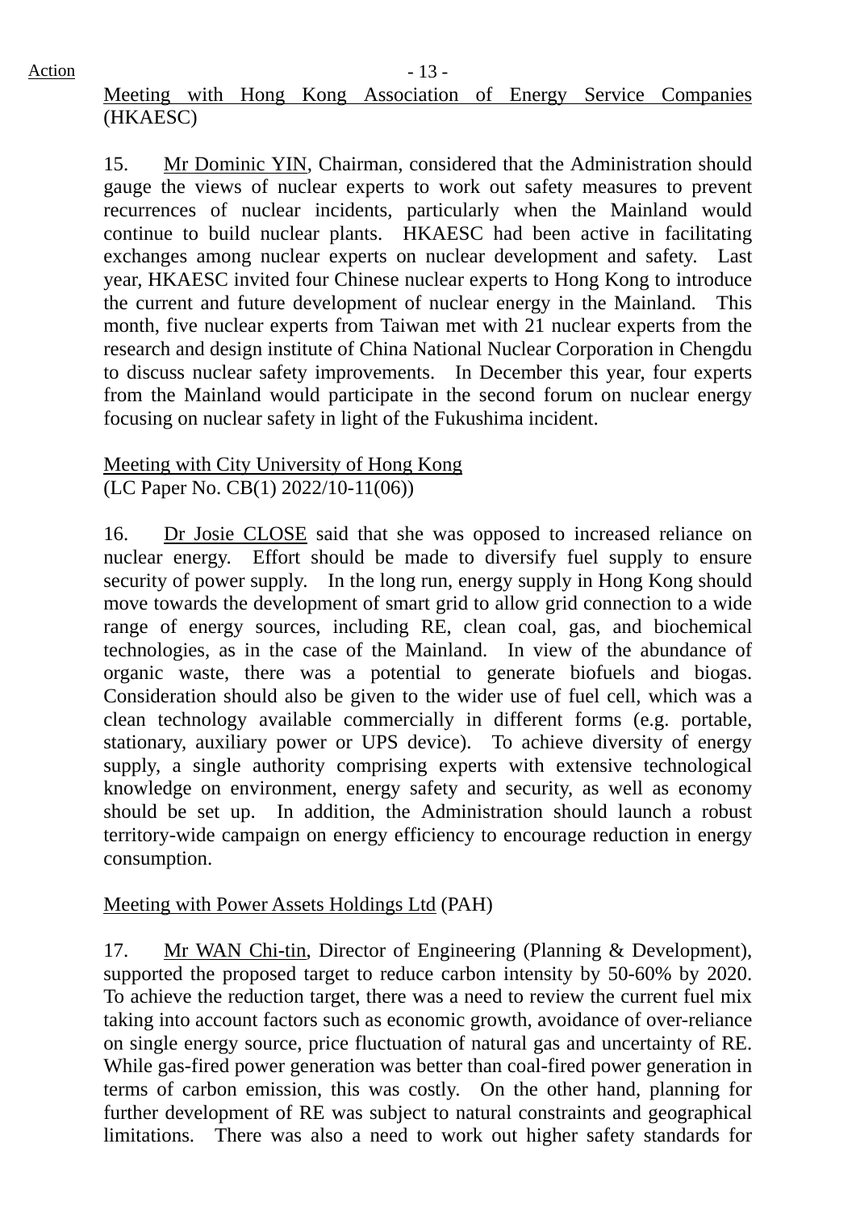Meeting with Hong Kong Association of Energy Service Companies (HKAESC)

15. Mr Dominic YIN, Chairman, considered that the Administration should gauge the views of nuclear experts to work out safety measures to prevent recurrences of nuclear incidents, particularly when the Mainland would continue to build nuclear plants. HKAESC had been active in facilitating exchanges among nuclear experts on nuclear development and safety. Last year, HKAESC invited four Chinese nuclear experts to Hong Kong to introduce the current and future development of nuclear energy in the Mainland. This month, five nuclear experts from Taiwan met with 21 nuclear experts from the research and design institute of China National Nuclear Corporation in Chengdu to discuss nuclear safety improvements. In December this year, four experts from the Mainland would participate in the second forum on nuclear energy focusing on nuclear safety in light of the Fukushima incident.

Meeting with City University of Hong Kong
(LC Paper No. CB(1) 2022/10-11(06))

16. Dr Josie CLOSE said that she was opposed to increased reliance on nuclear energy. Effort should be made to diversify fuel supply to ensure security of power supply. In the long run, energy supply in Hong Kong should move towards the development of smart grid to allow grid connection to a wide range of energy sources, including RE, clean coal, gas, and biochemical technologies, as in the case of the Mainland. In view of the abundance of organic waste, there was a potential to generate biofuels and biogas. Consideration should also be given to the wider use of fuel cell, which was a clean technology available commercially in different forms (e.g. portable, stationary, auxiliary power or UPS device). To achieve diversity of energy supply, a single authority comprising experts with extensive technological knowledge on environment, energy safety and security, as well as economy should be set up. In addition, the Administration should launch a robust territory-wide campaign on energy efficiency to encourage reduction in energy consumption.

Meeting with Power Assets Holdings Ltd (PAH)

17. Mr WAN Chi-tin, Director of Engineering (Planning & Development), supported the proposed target to reduce carbon intensity by 50-60% by 2020. To achieve the reduction target, there was a need to review the current fuel mix taking into account factors such as economic growth, avoidance of over-reliance on single energy source, price fluctuation of natural gas and uncertainty of RE. While gas-fired power generation was better than coal-fired power generation in terms of carbon emission, this was costly. On the other hand, planning for further development of RE was subject to natural constraints and geographical limitations. There was also a need to work out higher safety standards for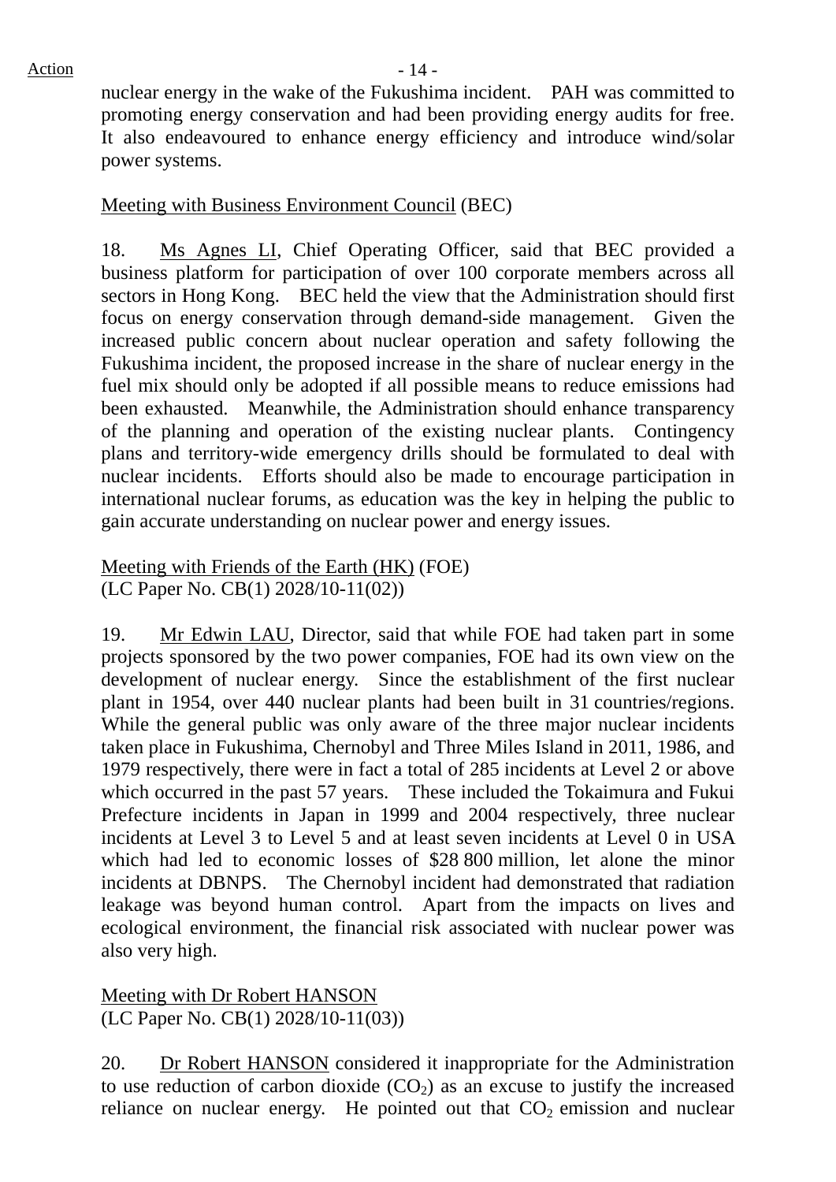nuclear energy in the wake of the Fukushima incident. PAH was committed to promoting energy conservation and had been providing energy audits for free. It also endeavoured to enhance energy efficiency and introduce wind/solar power systems.

Meeting with Business Environment Council (BEC)

18. Ms Agnes LI, Chief Operating Officer, said that BEC provided a business platform for participation of over 100 corporate members across all sectors in Hong Kong. BEC held the view that the Administration should first focus on energy conservation through demand-side management. Given the increased public concern about nuclear operation and safety following the Fukushima incident, the proposed increase in the share of nuclear energy in the fuel mix should only be adopted if all possible means to reduce emissions had been exhausted. Meanwhile, the Administration should enhance transparency of the planning and operation of the existing nuclear plants. Contingency plans and territory-wide emergency drills should be formulated to deal with nuclear incidents. Efforts should also be made to encourage participation in international nuclear forums, as education was the key in helping the public to gain accurate understanding on nuclear power and energy issues.

Meeting with Friends of the Earth (HK) (FOE)
(LC Paper No. CB(1) 2028/10-11(02))

19. Mr Edwin LAU, Director, said that while FOE had taken part in some projects sponsored by the two power companies, FOE had its own view on the development of nuclear energy. Since the establishment of the first nuclear plant in 1954, over 440 nuclear plants had been built in 31 countries/regions. While the general public was only aware of the three major nuclear incidents taken place in Fukushima, Chernobyl and Three Miles Island in 2011, 1986, and 1979 respectively, there were in fact a total of 285 incidents at Level 2 or above which occurred in the past 57 years. These included the Tokaimura and Fukui Prefecture incidents in Japan in 1999 and 2004 respectively, three nuclear incidents at Level 3 to Level 5 and at least seven incidents at Level 0 in USA which had led to economic losses of $28 800 million, let alone the minor incidents at DBNPS. The Chernobyl incident had demonstrated that radiation leakage was beyond human control. Apart from the impacts on lives and ecological environment, the financial risk associated with nuclear power was also very high.

Meeting with Dr Robert HANSON
(LC Paper No. CB(1) 2028/10-11(03))

20. Dr Robert HANSON considered it inappropriate for the Administration to use reduction of carbon dioxide ($CO_2$) as an excuse to justify the increased reliance on nuclear energy. He pointed out that $CO_2$ emission and nuclear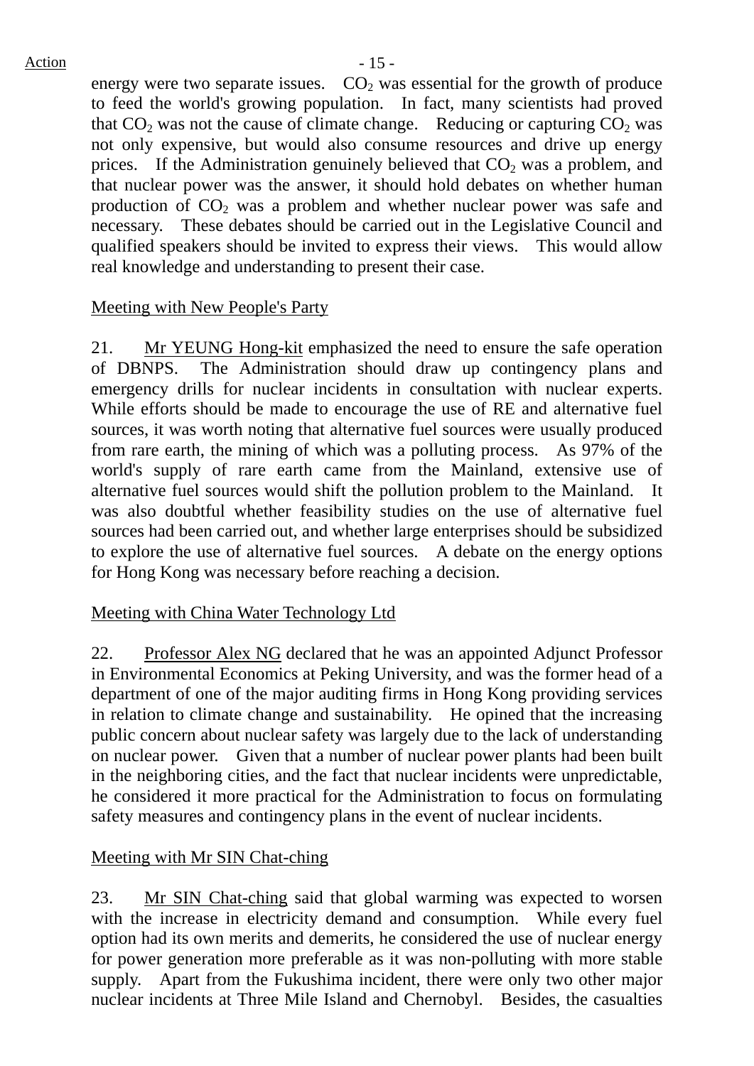energy were two separate issues. $CO_2$ was essential for the growth of produce to feed the world's growing population. In fact, many scientists had proved that $CO_2$ was not the cause of climate change. Reducing or capturing $CO_2$ was not only expensive, but would also consume resources and drive up energy prices. If the Administration genuinely believed that $CO_2$ was a problem, and that nuclear power was the answer, it should hold debates on whether human production of $CO_2$ was a problem and whether nuclear power was safe and necessary. These debates should be carried out in the Legislative Council and qualified speakers should be invited to express their views. This would allow real knowledge and understanding to present their case.

Meeting with New People's Party

21. Mr YEUNG Hong-kit emphasized the need to ensure the safe operation of DBNPS. The Administration should draw up contingency plans and emergency drills for nuclear incidents in consultation with nuclear experts. While efforts should be made to encourage the use of RE and alternative fuel sources, it was worth noting that alternative fuel sources were usually produced from rare earth, the mining of which was a polluting process. As 97% of the world's supply of rare earth came from the Mainland, extensive use of alternative fuel sources would shift the pollution problem to the Mainland. It was also doubtful whether feasibility studies on the use of alternative fuel sources had been carried out, and whether large enterprises should be subsidized to explore the use of alternative fuel sources. A debate on the energy options for Hong Kong was necessary before reaching a decision.

Meeting with China Water Technology Ltd

22. Professor Alex NG declared that he was an appointed Adjunct Professor in Environmental Economics at Peking University, and was the former head of a department of one of the major auditing firms in Hong Kong providing services in relation to climate change and sustainability. He opined that the increasing public concern about nuclear safety was largely due to the lack of understanding on nuclear power. Given that a number of nuclear power plants had been built in the neighboring cities, and the fact that nuclear incidents were unpredictable, he considered it more practical for the Administration to focus on formulating safety measures and contingency plans in the event of nuclear incidents.

Meeting with Mr SIN Chat-ching

23. Mr SIN Chat-ching said that global warming was expected to worsen with the increase in electricity demand and consumption. While every fuel option had its own merits and demerits, he considered the use of nuclear energy for power generation more preferable as it was non-polluting with more stable supply. Apart from the Fukushima incident, there were only two other major nuclear incidents at Three Mile Island and Chernobyl. Besides, the casualties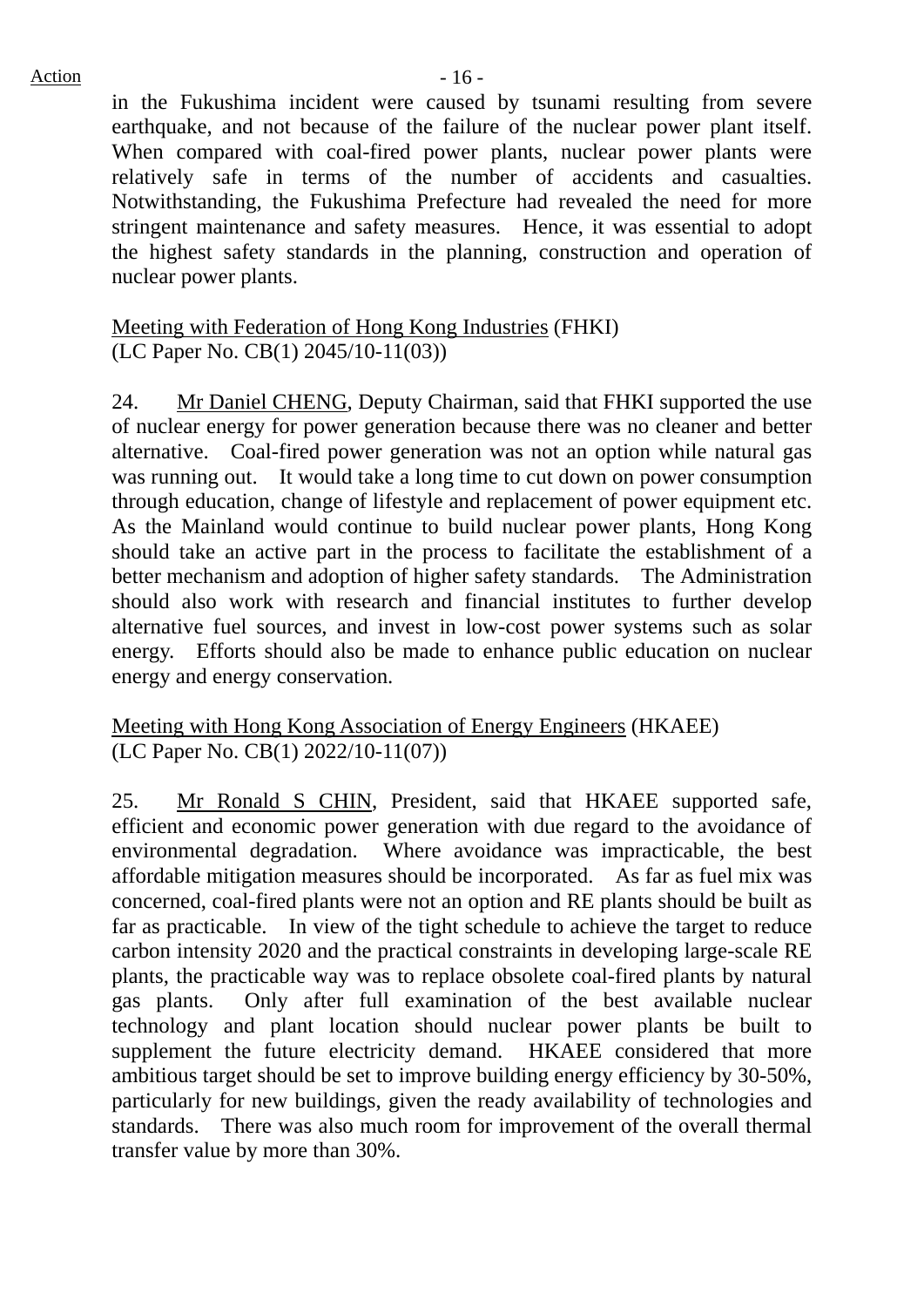in the Fukushima incident were caused by tsunami resulting from severe earthquake, and not because of the failure of the nuclear power plant itself. When compared with coal-fired power plants, nuclear power plants were relatively safe in terms of the number of accidents and casualties. Notwithstanding, the Fukushima Prefecture had revealed the need for more stringent maintenance and safety measures. Hence, it was essential to adopt the highest safety standards in the planning, construction and operation of nuclear power plants.

Meeting with Federation of Hong Kong Industries (FHKI)
(LC Paper No. CB(1) 2045/10-11(03))

24. Mr Daniel CHENG, Deputy Chairman, said that FHKI supported the use of nuclear energy for power generation because there was no cleaner and better alternative. Coal-fired power generation was not an option while natural gas was running out. It would take a long time to cut down on power consumption through education, change of lifestyle and replacement of power equipment etc. As the Mainland would continue to build nuclear power plants, Hong Kong should take an active part in the process to facilitate the establishment of a better mechanism and adoption of higher safety standards. The Administration should also work with research and financial institutes to further develop alternative fuel sources, and invest in low-cost power systems such as solar energy. Efforts should also be made to enhance public education on nuclear energy and energy conservation.

Meeting with Hong Kong Association of Energy Engineers (HKAEE)
(LC Paper No. CB(1) 2022/10-11(07))

25. Mr Ronald S CHIN, President, said that HKAEE supported safe, efficient and economic power generation with due regard to the avoidance of environmental degradation. Where avoidance was impracticable, the best affordable mitigation measures should be incorporated. As far as fuel mix was concerned, coal-fired plants were not an option and RE plants should be built as far as practicable. In view of the tight schedule to achieve the target to reduce carbon intensity 2020 and the practical constraints in developing large-scale RE plants, the practicable way was to replace obsolete coal-fired plants by natural gas plants. Only after full examination of the best available nuclear technology and plant location should nuclear power plants be built to supplement the future electricity demand. HKAEE considered that more ambitious target should be set to improve building energy efficiency by 30-50%, particularly for new buildings, given the ready availability of technologies and standards. There was also much room for improvement of the overall thermal transfer value by more than 30%.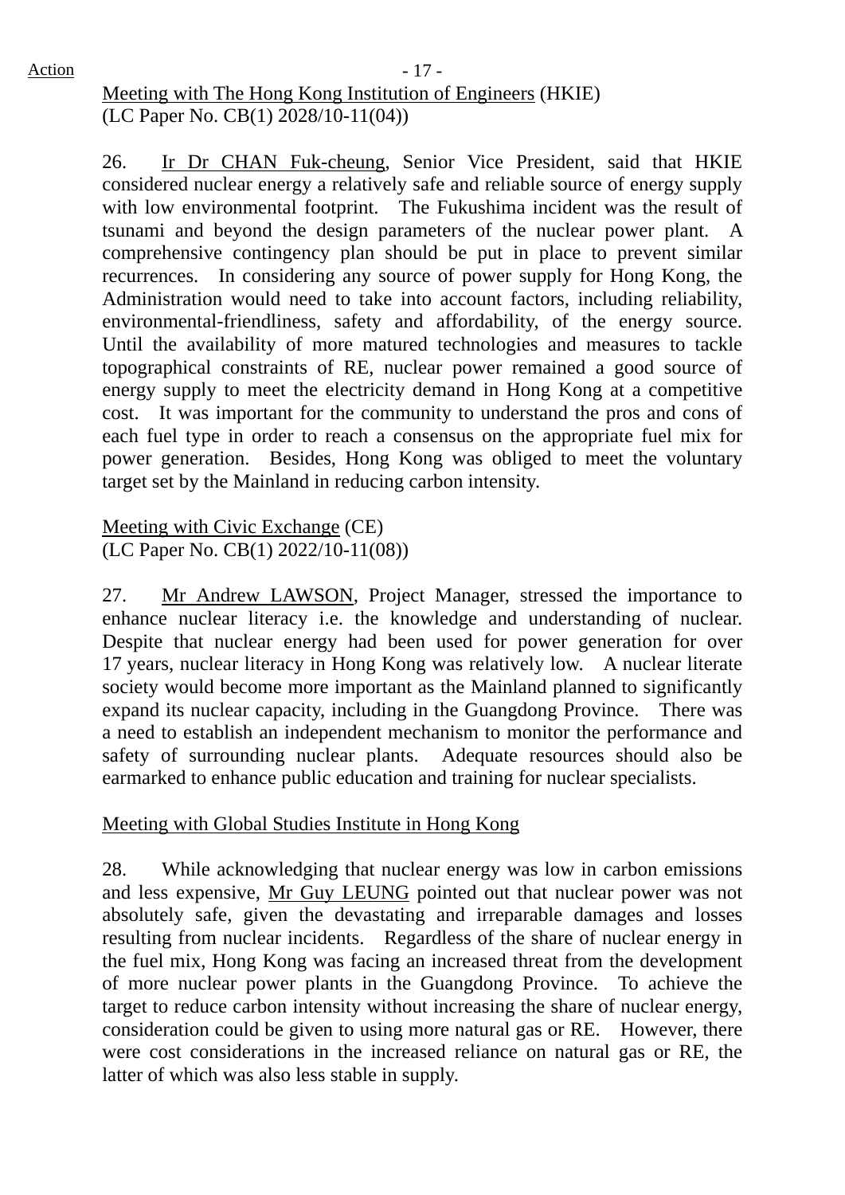Action

Meeting with The Hong Kong Institution of Engineers (HKIE)
(LC Paper No. CB(1) 2028/10-11(04))

26. Ir Dr CHAN Fuk-cheung, Senior Vice President, said that HKIE considered nuclear energy a relatively safe and reliable source of energy supply with low environmental footprint. The Fukushima incident was the result of tsunami and beyond the design parameters of the nuclear power plant. A comprehensive contingency plan should be put in place to prevent similar recurrences. In considering any source of power supply for Hong Kong, the Administration would need to take into account factors, including reliability, environmental-friendliness, safety and affordability, of the energy source. Until the availability of more matured technologies and measures to tackle topographical constraints of RE, nuclear power remained a good source of energy supply to meet the electricity demand in Hong Kong at a competitive cost. It was important for the community to understand the pros and cons of each fuel type in order to reach a consensus on the appropriate fuel mix for power generation. Besides, Hong Kong was obliged to meet the voluntary target set by the Mainland in reducing carbon intensity.

Meeting with Civic Exchange (CE)
(LC Paper No. CB(1) 2022/10-11(08))

27. Mr Andrew LAWSON, Project Manager, stressed the importance to enhance nuclear literacy i.e. the knowledge and understanding of nuclear. Despite that nuclear energy had been used for power generation for over 17 years, nuclear literacy in Hong Kong was relatively low. A nuclear literate society would become more important as the Mainland planned to significantly expand its nuclear capacity, including in the Guangdong Province. There was a need to establish an independent mechanism to monitor the performance and safety of surrounding nuclear plants. Adequate resources should also be earmarked to enhance public education and training for nuclear specialists.

Meeting with Global Studies Institute in Hong Kong

28. While acknowledging that nuclear energy was low in carbon emissions and less expensive, Mr Guy LEUNG pointed out that nuclear power was not absolutely safe, given the devastating and irreparable damages and losses resulting from nuclear incidents. Regardless of the share of nuclear energy in the fuel mix, Hong Kong was facing an increased threat from the development of more nuclear power plants in the Guangdong Province. To achieve the target to reduce carbon intensity without increasing the share of nuclear energy, consideration could be given to using more natural gas or RE. However, there were cost considerations in the increased reliance on natural gas or RE, the latter of which was also less stable in supply.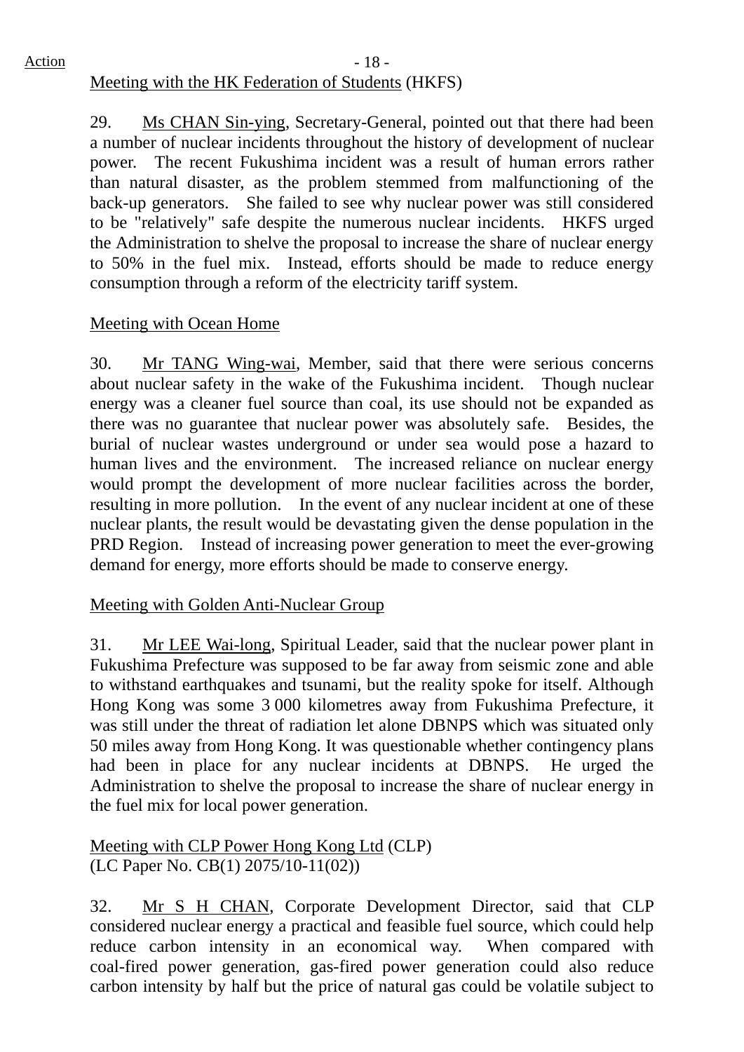Meeting with the HK Federation of Students (HKFS)

29. Ms CHAN Sin-ying, Secretary-General, pointed out that there had been a number of nuclear incidents throughout the history of development of nuclear power. The recent Fukushima incident was a result of human errors rather than natural disaster, as the problem stemmed from malfunctioning of the back-up generators. She failed to see why nuclear power was still considered to be "relatively" safe despite the numerous nuclear incidents. HKFS urged the Administration to shelve the proposal to increase the share of nuclear energy to 50% in the fuel mix. Instead, efforts should be made to reduce energy consumption through a reform of the electricity tariff system.

Meeting with Ocean Home

30. Mr TANG Wing-wai, Member, said that there were serious concerns about nuclear safety in the wake of the Fukushima incident. Though nuclear energy was a cleaner fuel source than coal, its use should not be expanded as there was no guarantee that nuclear power was absolutely safe. Besides, the burial of nuclear wastes underground or under sea would pose a hazard to human lives and the environment. The increased reliance on nuclear energy would prompt the development of more nuclear facilities across the border, resulting in more pollution. In the event of any nuclear incident at one of these nuclear plants, the result would be devastating given the dense population in the PRD Region. Instead of increasing power generation to meet the ever-growing demand for energy, more efforts should be made to conserve energy.

Meeting with Golden Anti-Nuclear Group

31. Mr LEE Wai-long, Spiritual Leader, said that the nuclear power plant in Fukushima Prefecture was supposed to be far away from seismic zone and able to withstand earthquakes and tsunami, but the reality spoke for itself. Although Hong Kong was some 3 000 kilometres away from Fukushima Prefecture, it was still under the threat of radiation let alone DBNPS which was situated only 50 miles away from Hong Kong. It was questionable whether contingency plans had been in place for any nuclear incidents at DBNPS. He urged the Administration to shelve the proposal to increase the share of nuclear energy in the fuel mix for local power generation.

Meeting with CLP Power Hong Kong Ltd (CLP)
(LC Paper No. CB(1) 2075/10-11(02))

32. Mr S H CHAN, Corporate Development Director, said that CLP considered nuclear energy a practical and feasible fuel source, which could help reduce carbon intensity in an economical way. When compared with coal-fired power generation, gas-fired power generation could also reduce carbon intensity by half but the price of natural gas could be volatile subject to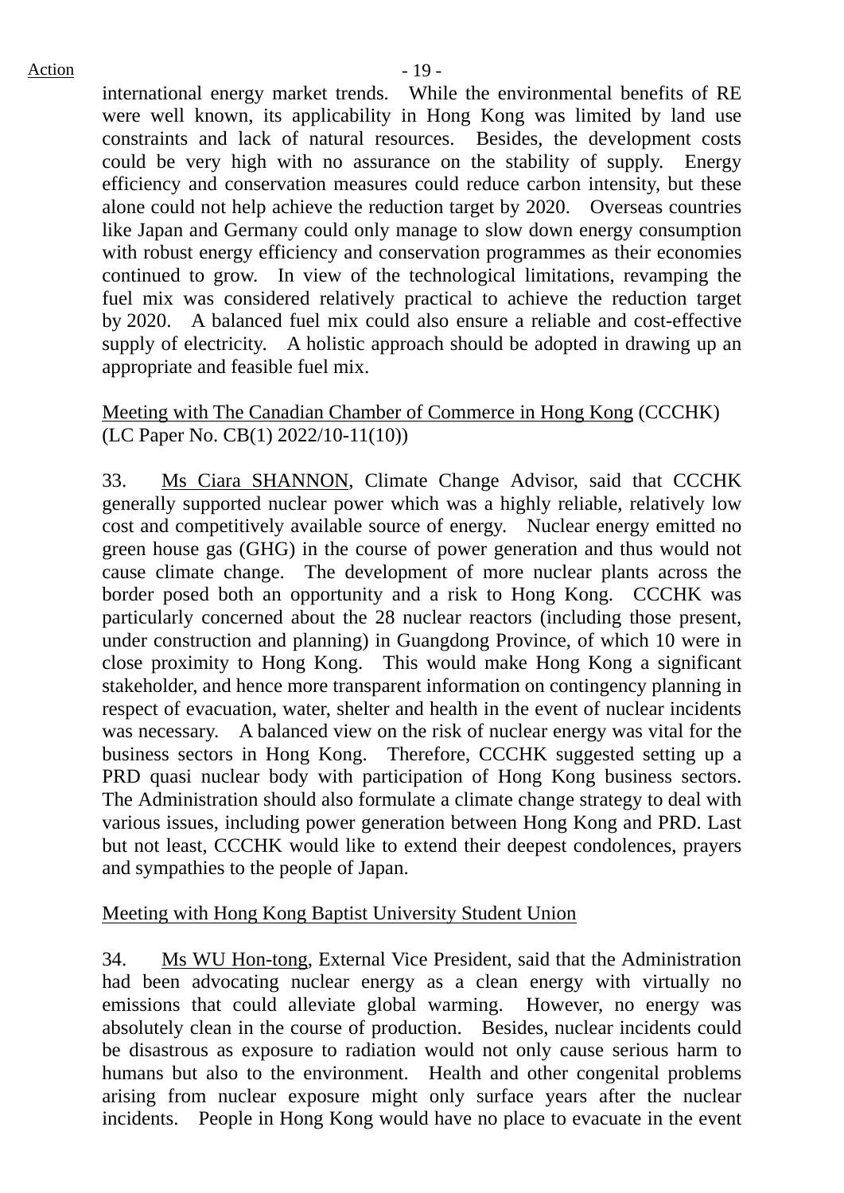international energy market trends. While the environmental benefits of RE were well known, its applicability in Hong Kong was limited by land use constraints and lack of natural resources. Besides, the development costs could be very high with no assurance on the stability of supply. Energy efficiency and conservation measures could reduce carbon intensity, but these alone could not help achieve the reduction target by 2020. Overseas countries like Japan and Germany could only manage to slow down energy consumption with robust energy efficiency and conservation programmes as their economies continued to grow. In view of the technological limitations, revamping the fuel mix was considered relatively practical to achieve the reduction target by 2020. A balanced fuel mix could also ensure a reliable and cost-effective supply of electricity. A holistic approach should be adopted in drawing up an appropriate and feasible fuel mix.

Meeting with The Canadian Chamber of Commerce in Hong Kong (CCCHK) (LC Paper No. CB(1) 2022/10-11(10))

33. Ms Ciara SHANNON, Climate Change Advisor, said that CCCHK generally supported nuclear power which was a highly reliable, relatively low cost and competitively available source of energy. Nuclear energy emitted no green house gas (GHG) in the course of power generation and thus would not cause climate change. The development of more nuclear plants across the border posed both an opportunity and a risk to Hong Kong. CCCHK was particularly concerned about the 28 nuclear reactors (including those present, under construction and planning) in Guangdong Province, of which 10 were in close proximity to Hong Kong. This would make Hong Kong a significant stakeholder, and hence more transparent information on contingency planning in respect of evacuation, water, shelter and health in the event of nuclear incidents was necessary. A balanced view on the risk of nuclear energy was vital for the business sectors in Hong Kong. Therefore, CCCHK suggested setting up a PRD quasi nuclear body with participation of Hong Kong business sectors. The Administration should also formulate a climate change strategy to deal with various issues, including power generation between Hong Kong and PRD. Last but not least, CCCHK would like to extend their deepest condolences, prayers and sympathies to the people of Japan.

Meeting with Hong Kong Baptist University Student Union

34. Ms WU Hon-tong, External Vice President, said that the Administration had been advocating nuclear energy as a clean energy with virtually no emissions that could alleviate global warming. However, no energy was absolutely clean in the course of production. Besides, nuclear incidents could be disastrous as exposure to radiation would not only cause serious harm to humans but also to the environment. Health and other congenital problems arising from nuclear exposure might only surface years after the nuclear incidents. People in Hong Kong would have no place to evacuate in the event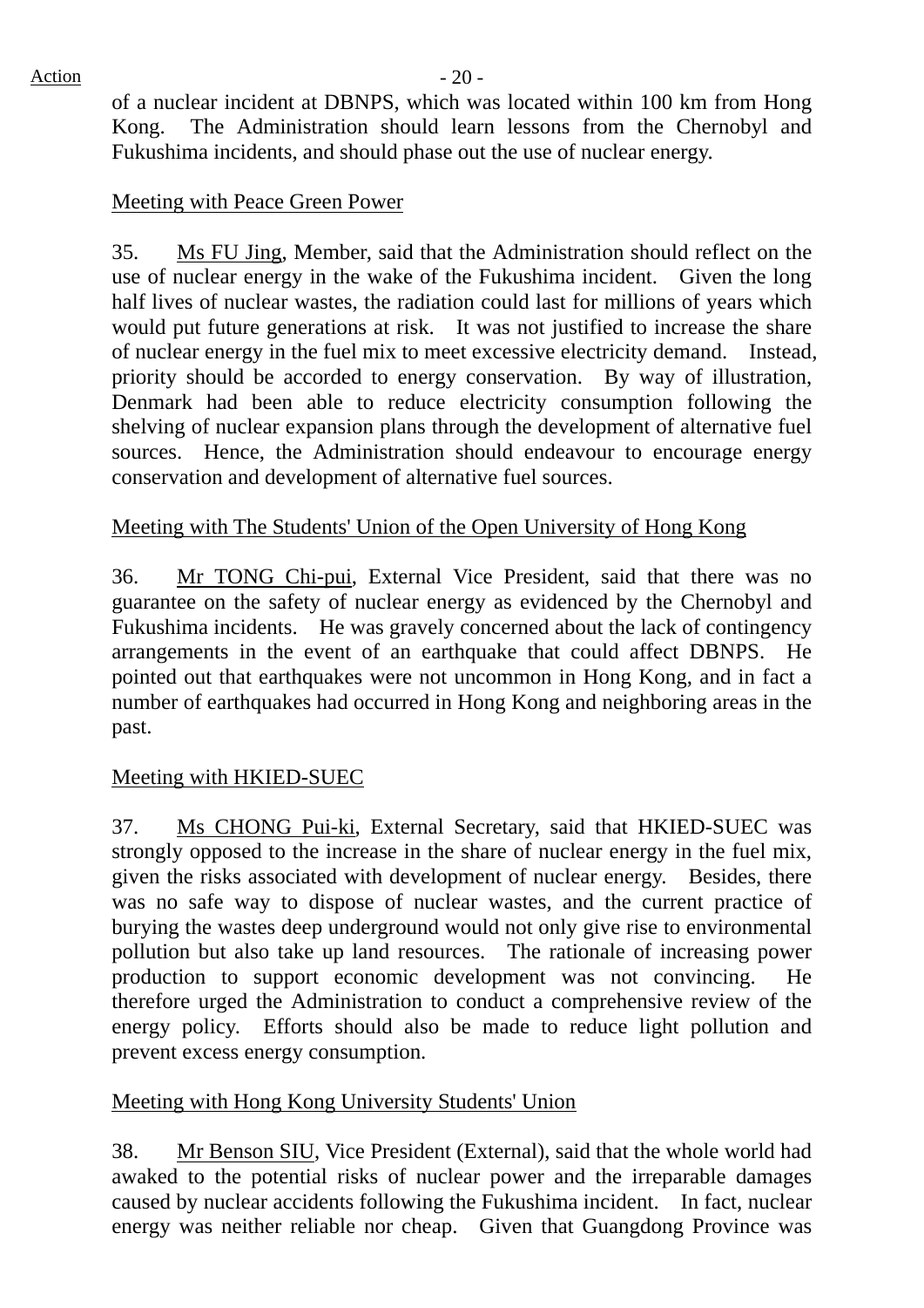of a nuclear incident at DBNPS, which was located within 100 km from Hong Kong. The Administration should learn lessons from the Chernobyl and Fukushima incidents, and should phase out the use of nuclear energy.

Meeting with Peace Green Power

35. Ms FU Jing, Member, said that the Administration should reflect on the use of nuclear energy in the wake of the Fukushima incident. Given the long half lives of nuclear wastes, the radiation could last for millions of years which would put future generations at risk. It was not justified to increase the share of nuclear energy in the fuel mix to meet excessive electricity demand. Instead, priority should be accorded to energy conservation. By way of illustration, Denmark had been able to reduce electricity consumption following the shelving of nuclear expansion plans through the development of alternative fuel sources. Hence, the Administration should endeavour to encourage energy conservation and development of alternative fuel sources.

Meeting with The Students' Union of the Open University of Hong Kong

36. Mr TONG Chi-pui, External Vice President, said that there was no guarantee on the safety of nuclear energy as evidenced by the Chernobyl and Fukushima incidents. He was gravely concerned about the lack of contingency arrangements in the event of an earthquake that could affect DBNPS. He pointed out that earthquakes were not uncommon in Hong Kong, and in fact a number of earthquakes had occurred in Hong Kong and neighboring areas in the past.

Meeting with HKIED-SUEC

37. Ms CHONG Pui-ki, External Secretary, said that HKIED-SUEC was strongly opposed to the increase in the share of nuclear energy in the fuel mix, given the risks associated with development of nuclear energy. Besides, there was no safe way to dispose of nuclear wastes, and the current practice of burying the wastes deep underground would not only give rise to environmental pollution but also take up land resources. The rationale of increasing power production to support economic development was not convincing. He therefore urged the Administration to conduct a comprehensive review of the energy policy. Efforts should also be made to reduce light pollution and prevent excess energy consumption.

Meeting with Hong Kong University Students' Union

38. Mr Benson SIU, Vice President (External), said that the whole world had awaked to the potential risks of nuclear power and the irreparable damages caused by nuclear accidents following the Fukushima incident. In fact, nuclear energy was neither reliable nor cheap. Given that Guangdong Province was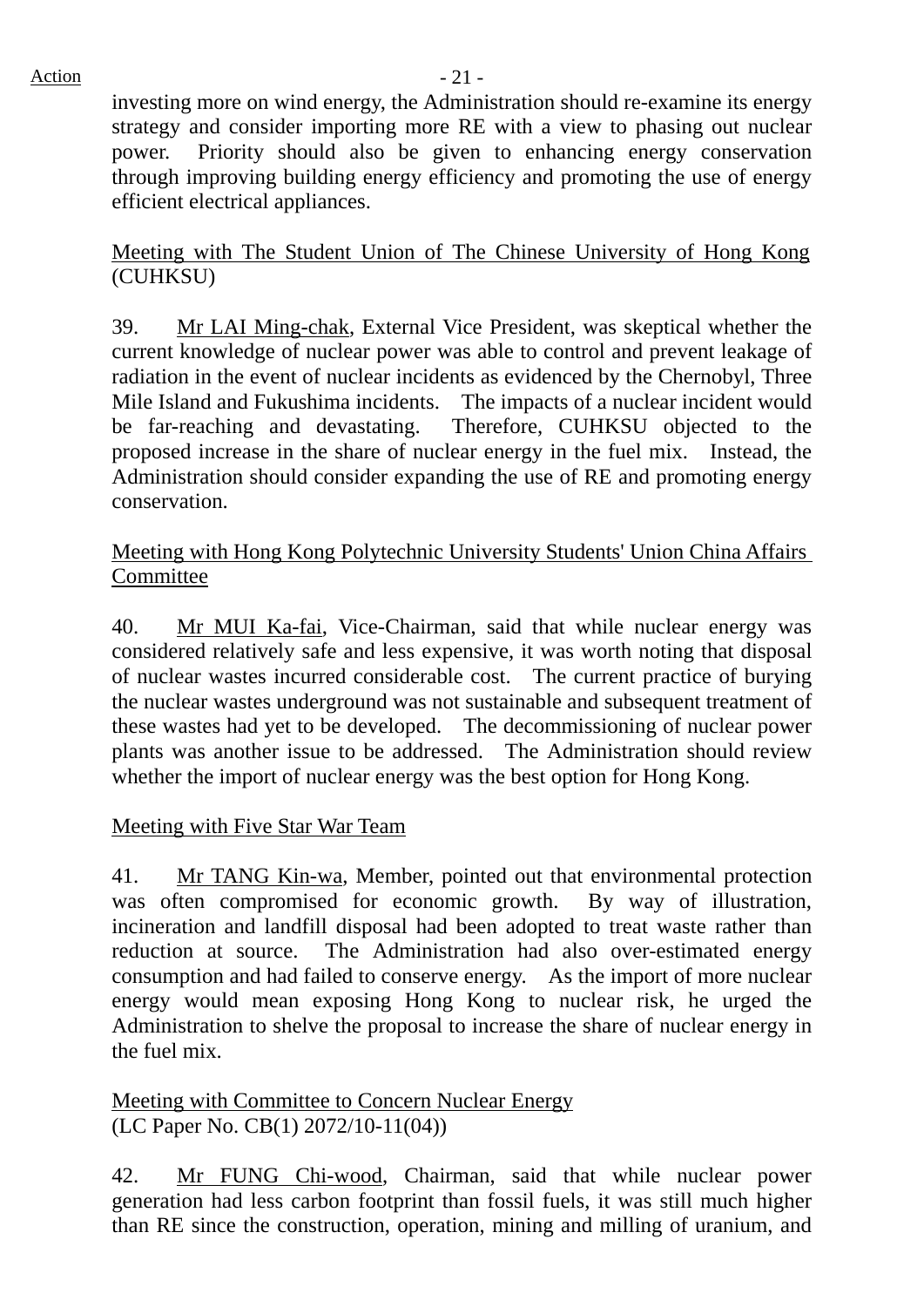investing more on wind energy, the Administration should re-examine its energy strategy and consider importing more RE with a view to phasing out nuclear power. Priority should also be given to enhancing energy conservation through improving building energy efficiency and promoting the use of energy efficient electrical appliances.

Meeting with The Student Union of The Chinese University of Hong Kong (CUHKSU)

39. Mr LAI Ming-chak, External Vice President, was skeptical whether the current knowledge of nuclear power was able to control and prevent leakage of radiation in the event of nuclear incidents as evidenced by the Chernobyl, Three Mile Island and Fukushima incidents. The impacts of a nuclear incident would be far-reaching and devastating. Therefore, CUHKSU objected to the proposed increase in the share of nuclear energy in the fuel mix. Instead, the Administration should consider expanding the use of RE and promoting energy conservation.

Meeting with Hong Kong Polytechnic University Students' Union China Affairs Committee

40. Mr MUI Ka-fai, Vice-Chairman, said that while nuclear energy was considered relatively safe and less expensive, it was worth noting that disposal of nuclear wastes incurred considerable cost. The current practice of burying the nuclear wastes underground was not sustainable and subsequent treatment of these wastes had yet to be developed. The decommissioning of nuclear power plants was another issue to be addressed. The Administration should review whether the import of nuclear energy was the best option for Hong Kong.

Meeting with Five Star War Team

41. Mr TANG Kin-wa, Member, pointed out that environmental protection was often compromised for economic growth. By way of illustration, incineration and landfill disposal had been adopted to treat waste rather than reduction at source. The Administration had also over-estimated energy consumption and had failed to conserve energy. As the import of more nuclear energy would mean exposing Hong Kong to nuclear risk, he urged the Administration to shelve the proposal to increase the share of nuclear energy in the fuel mix.

Meeting with Committee to Concern Nuclear Energy
(LC Paper No. CB(1) 2072/10-11(04))

42. Mr FUNG Chi-wood, Chairman, said that while nuclear power generation had less carbon footprint than fossil fuels, it was still much higher than RE since the construction, operation, mining and milling of uranium, and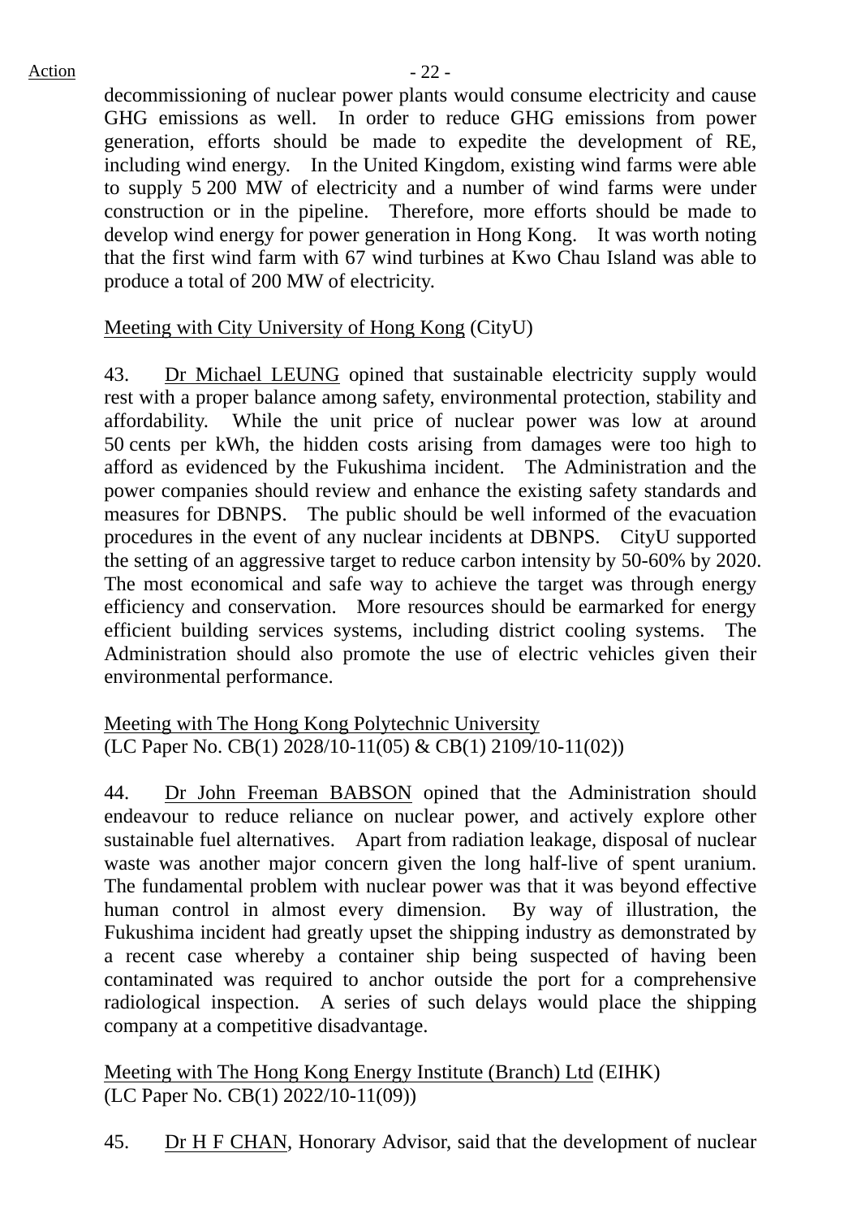decommissioning of nuclear power plants would consume electricity and cause GHG emissions as well. In order to reduce GHG emissions from power generation, efforts should be made to expedite the development of RE, including wind energy. In the United Kingdom, existing wind farms were able to supply 5 200 MW of electricity and a number of wind farms were under construction or in the pipeline. Therefore, more efforts should be made to develop wind energy for power generation in Hong Kong. It was worth noting that the first wind farm with 67 wind turbines at Kwo Chau Island was able to produce a total of 200 MW of electricity.

Meeting with City University of Hong Kong (CityU)

43. Dr Michael LEUNG opined that sustainable electricity supply would rest with a proper balance among safety, environmental protection, stability and affordability. While the unit price of nuclear power was low at around 50 cents per kWh, the hidden costs arising from damages were too high to afford as evidenced by the Fukushima incident. The Administration and the power companies should review and enhance the existing safety standards and measures for DBNPS. The public should be well informed of the evacuation procedures in the event of any nuclear incidents at DBNPS. CityU supported the setting of an aggressive target to reduce carbon intensity by 50-60% by 2020. The most economical and safe way to achieve the target was through energy efficiency and conservation. More resources should be earmarked for energy efficient building services systems, including district cooling systems. The Administration should also promote the use of electric vehicles given their environmental performance.

Meeting with The Hong Kong Polytechnic University
(LC Paper No. CB(1) 2028/10-11(05) & CB(1) 2109/10-11(02))

44. Dr John Freeman BABSON opined that the Administration should endeavour to reduce reliance on nuclear power, and actively explore other sustainable fuel alternatives. Apart from radiation leakage, disposal of nuclear waste was another major concern given the long half-live of spent uranium. The fundamental problem with nuclear power was that it was beyond effective human control in almost every dimension. By way of illustration, the Fukushima incident had greatly upset the shipping industry as demonstrated by a recent case whereby a container ship being suspected of having been contaminated was required to anchor outside the port for a comprehensive radiological inspection. A series of such delays would place the shipping company at a competitive disadvantage.

Meeting with The Hong Kong Energy Institute (Branch) Ltd (EIHK)
(LC Paper No. CB(1) 2022/10-11(09))

45. Dr H F CHAN, Honorary Advisor, said that the development of nuclear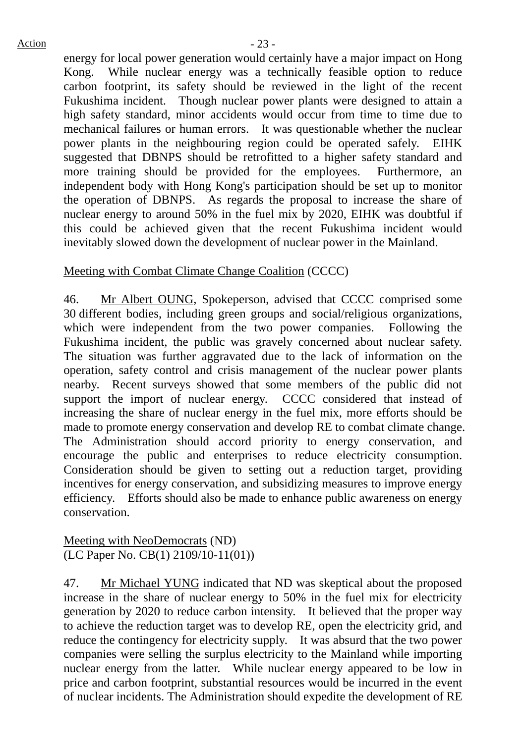energy for local power generation would certainly have a major impact on Hong Kong. While nuclear energy was a technically feasible option to reduce carbon footprint, its safety should be reviewed in the light of the recent Fukushima incident. Though nuclear power plants were designed to attain a high safety standard, minor accidents would occur from time to time due to mechanical failures or human errors. It was questionable whether the nuclear power plants in the neighbouring region could be operated safely. EIHK suggested that DBNPS should be retrofitted to a higher safety standard and more training should be provided for the employees. Furthermore, an independent body with Hong Kong's participation should be set up to monitor the operation of DBNPS. As regards the proposal to increase the share of nuclear energy to around 50% in the fuel mix by 2020, EIHK was doubtful if this could be achieved given that the recent Fukushima incident would inevitably slowed down the development of nuclear power in the Mainland.

Meeting with Combat Climate Change Coalition (CCCC)

46. Mr Albert OUNG, Spokeperson, advised that CCCC comprised some 30 different bodies, including green groups and social/religious organizations, which were independent from the two power companies. Following the Fukushima incident, the public was gravely concerned about nuclear safety. The situation was further aggravated due to the lack of information on the operation, safety control and crisis management of the nuclear power plants nearby. Recent surveys showed that some members of the public did not support the import of nuclear energy. CCCC considered that instead of increasing the share of nuclear energy in the fuel mix, more efforts should be made to promote energy conservation and develop RE to combat climate change. The Administration should accord priority to energy conservation, and encourage the public and enterprises to reduce electricity consumption. Consideration should be given to setting out a reduction target, providing incentives for energy conservation, and subsidizing measures to improve energy efficiency. Efforts should also be made to enhance public awareness on energy conservation.

Meeting with NeoDemocrats (ND)
(LC Paper No. CB(1) 2109/10-11(01))

47. Mr Michael YUNG indicated that ND was skeptical about the proposed increase in the share of nuclear energy to 50% in the fuel mix for electricity generation by 2020 to reduce carbon intensity. It believed that the proper way to achieve the reduction target was to develop RE, open the electricity grid, and reduce the contingency for electricity supply. It was absurd that the two power companies were selling the surplus electricity to the Mainland while importing nuclear energy from the latter. While nuclear energy appeared to be low in price and carbon footprint, substantial resources would be incurred in the event of nuclear incidents. The Administration should expedite the development of RE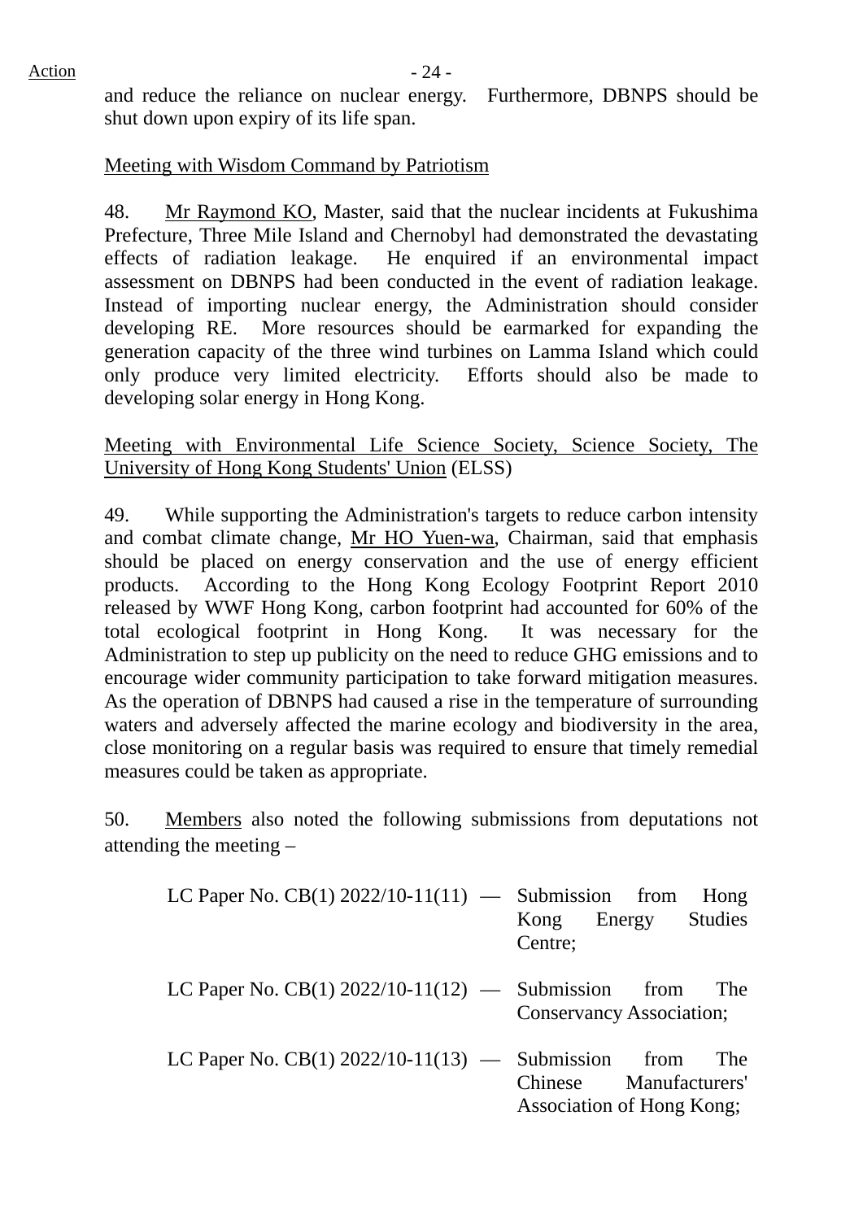and reduce the reliance on nuclear energy. Furthermore, DBNPS should be shut down upon expiry of its life span.

Meeting with Wisdom Command by Patriotism

48. Mr Raymond KO, Master, said that the nuclear incidents at Fukushima Prefecture, Three Mile Island and Chernobyl had demonstrated the devastating effects of radiation leakage. He enquired if an environmental impact assessment on DBNPS had been conducted in the event of radiation leakage. Instead of importing nuclear energy, the Administration should consider developing RE. More resources should be earmarked for expanding the generation capacity of the three wind turbines on Lamma Island which could only produce very limited electricity. Efforts should also be made to developing solar energy in Hong Kong.

Meeting with Environmental Life Science Society, Science Society, The University of Hong Kong Students' Union (ELSS)

49. While supporting the Administration's targets to reduce carbon intensity and combat climate change, Mr HO Yuen-wa, Chairman, said that emphasis should be placed on energy conservation and the use of energy efficient products. According to the Hong Kong Ecology Footprint Report 2010 released by WWF Hong Kong, carbon footprint had accounted for 60% of the total ecological footprint in Hong Kong. It was necessary for the Administration to step up publicity on the need to reduce GHG emissions and to encourage wider community participation to take forward mitigation measures. As the operation of DBNPS had caused a rise in the temperature of surrounding waters and adversely affected the marine ecology and biodiversity in the area, close monitoring on a regular basis was required to ensure that timely remedial measures could be taken as appropriate.

50. Members also noted the following submissions from deputations not attending the meeting –

| | | |
|---|---|---|
| LC Paper No. CB(1) 2022/10-11(11) | — | Submission from Hong Kong Energy Studies Centre; |
| LC Paper No. CB(1) 2022/10-11(12) | — | Submission from The Conservancy Association; |
| LC Paper No. CB(1) 2022/10-11(13) | — | Submission from The Chinese Manufacturers' Association of Hong Kong; |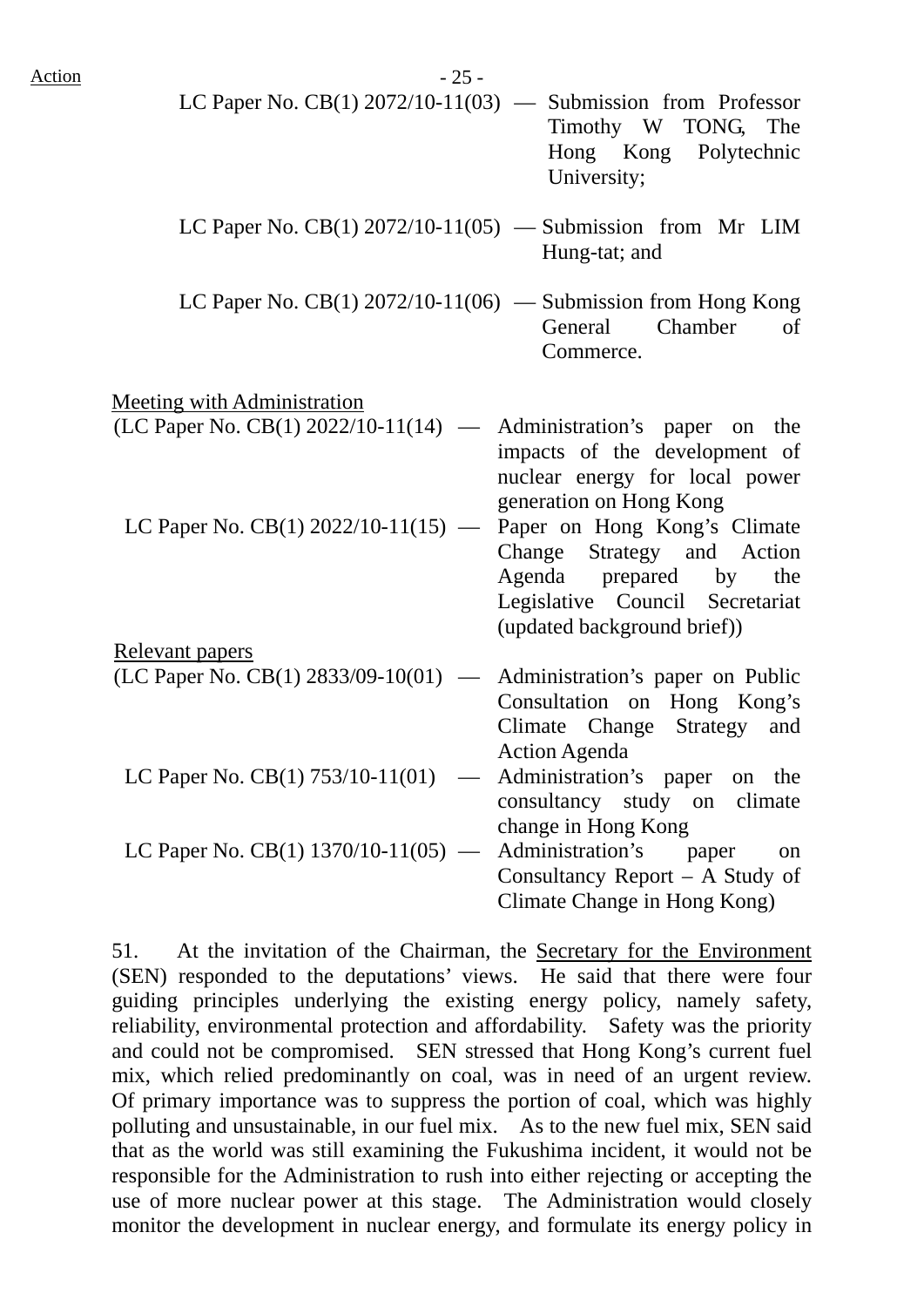Action

LC Paper No. CB(1) 2072/10-11(03) — Submission from Professor Timothy W TONG, The Hong Kong Polytechnic University;

LC Paper No. CB(1) 2072/10-11(05) — Submission from Mr LIM Hung-tat; and

LC Paper No. CB(1) 2072/10-11(06) — Submission from Hong Kong General Chamber of Commerce.

<u>Meeting with Administration</u>

(LC Paper No. CB(1) 2022/10-11(14) — Administration's paper on the impacts of the development of nuclear energy for local power generation on Hong Kong

LC Paper No. CB(1) 2022/10-11(15) — Paper on Hong Kong's Climate Change Strategy and Action Agenda prepared by the Legislative Council Secretariat (updated background brief))

<u>Relevant papers</u>

(LC Paper No. CB(1) 2833/09-10(01) — Administration's paper on Public Consultation on Hong Kong's Climate Change Strategy and Action Agenda

LC Paper No. CB(1) 753/10-11(01) — Administration's paper on the consultancy study on climate change in Hong Kong

LC Paper No. CB(1) 1370/10-11(05) — Administration's paper on Consultancy Report – A Study of Climate Change in Hong Kong)

51. At the invitation of the Chairman, the <u>Secretary for the Environment</u> (SEN) responded to the deputations' views. He said that there were four guiding principles underlying the existing energy policy, namely safety, reliability, environmental protection and affordability. Safety was the priority and could not be compromised. SEN stressed that Hong Kong's current fuel mix, which relied predominantly on coal, was in need of an urgent review. Of primary importance was to suppress the portion of coal, which was highly polluting and unsustainable, in our fuel mix. As to the new fuel mix, SEN said that as the world was still examining the Fukushima incident, it would not be responsible for the Administration to rush into either rejecting or accepting the use of more nuclear power at this stage. The Administration would closely monitor the development in nuclear energy, and formulate its energy policy in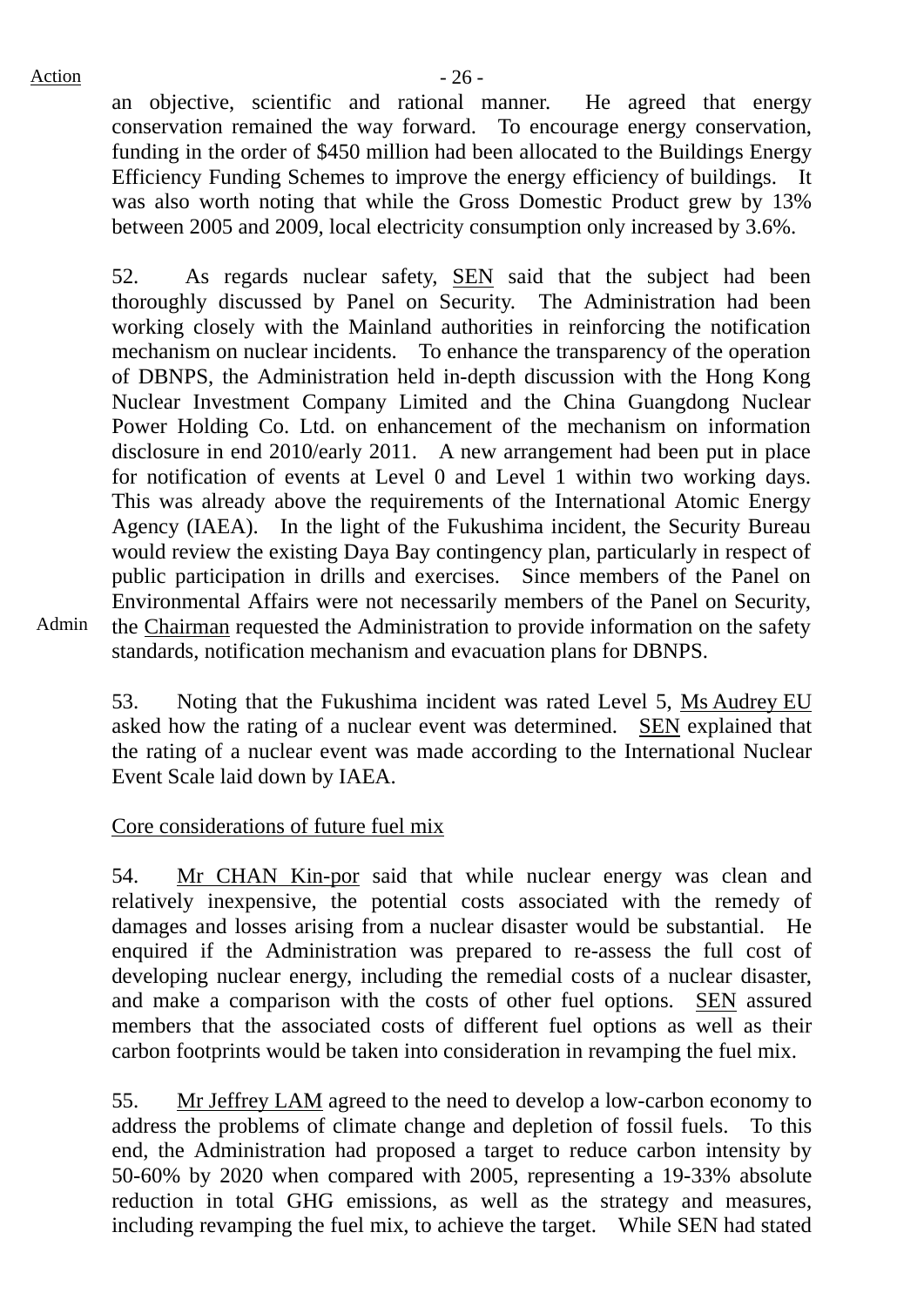an objective, scientific and rational manner. He agreed that energy conservation remained the way forward. To encourage energy conservation, funding in the order of $450 million had been allocated to the Buildings Energy Efficiency Funding Schemes to improve the energy efficiency of buildings. It was also worth noting that while the Gross Domestic Product grew by 13% between 2005 and 2009, local electricity consumption only increased by 3.6%.

52. As regards nuclear safety, SEN said that the subject had been thoroughly discussed by Panel on Security. The Administration had been working closely with the Mainland authorities in reinforcing the notification mechanism on nuclear incidents. To enhance the transparency of the operation of DBNPS, the Administration held in-depth discussion with the Hong Kong Nuclear Investment Company Limited and the China Guangdong Nuclear Power Holding Co. Ltd. on enhancement of the mechanism on information disclosure in end 2010/early 2011. A new arrangement had been put in place for notification of events at Level 0 and Level 1 within two working days. This was already above the requirements of the International Atomic Energy Agency (IAEA). In the light of the Fukushima incident, the Security Bureau would review the existing Daya Bay contingency plan, particularly in respect of public participation in drills and exercises. Since members of the Panel on Environmental Affairs were not necessarily members of the Panel on Security, the Chairman requested the Administration to provide information on the safety standards, notification mechanism and evacuation plans for DBNPS.

Admin

53. Noting that the Fukushima incident was rated Level 5, Ms Audrey EU asked how the rating of a nuclear event was determined. SEN explained that the rating of a nuclear event was made according to the International Nuclear Event Scale laid down by IAEA.

Core considerations of future fuel mix

54. Mr CHAN Kin-por said that while nuclear energy was clean and relatively inexpensive, the potential costs associated with the remedy of damages and losses arising from a nuclear disaster would be substantial. He enquired if the Administration was prepared to re-assess the full cost of developing nuclear energy, including the remedial costs of a nuclear disaster, and make a comparison with the costs of other fuel options. SEN assured members that the associated costs of different fuel options as well as their carbon footprints would be taken into consideration in revamping the fuel mix.

55. Mr Jeffrey LAM agreed to the need to develop a low-carbon economy to address the problems of climate change and depletion of fossil fuels. To this end, the Administration had proposed a target to reduce carbon intensity by 50-60% by 2020 when compared with 2005, representing a 19-33% absolute reduction in total GHG emissions, as well as the strategy and measures, including revamping the fuel mix, to achieve the target. While SEN had stated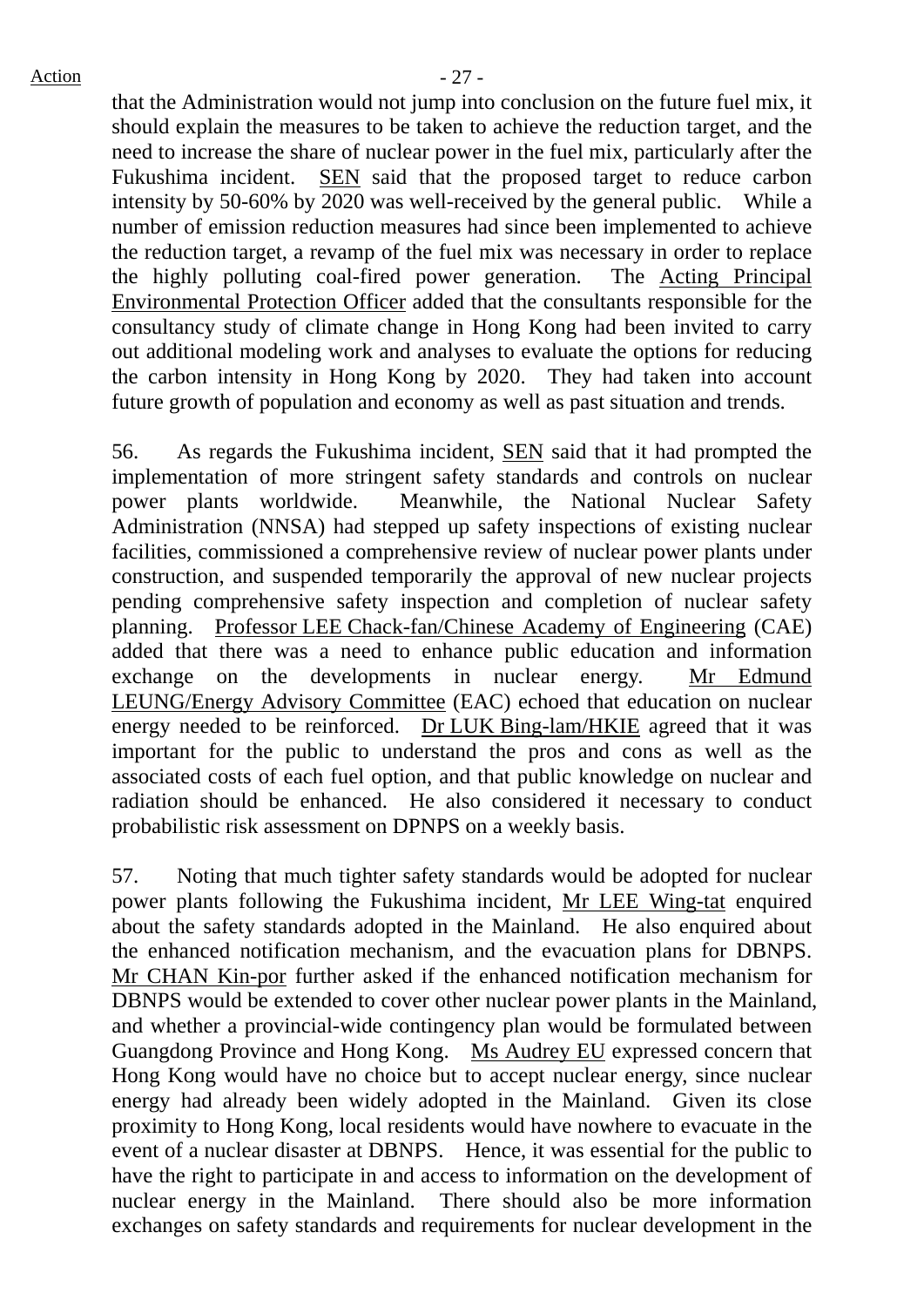that the Administration would not jump into conclusion on the future fuel mix, it should explain the measures to be taken to achieve the reduction target, and the need to increase the share of nuclear power in the fuel mix, particularly after the Fukushima incident. SEN said that the proposed target to reduce carbon intensity by 50-60% by 2020 was well-received by the general public. While a number of emission reduction measures had since been implemented to achieve the reduction target, a revamp of the fuel mix was necessary in order to replace the highly polluting coal-fired power generation. The Acting Principal Environmental Protection Officer added that the consultants responsible for the consultancy study of climate change in Hong Kong had been invited to carry out additional modeling work and analyses to evaluate the options for reducing the carbon intensity in Hong Kong by 2020. They had taken into account future growth of population and economy as well as past situation and trends.

56. As regards the Fukushima incident, SEN said that it had prompted the implementation of more stringent safety standards and controls on nuclear power plants worldwide. Meanwhile, the National Nuclear Safety Administration (NNSA) had stepped up safety inspections of existing nuclear facilities, commissioned a comprehensive review of nuclear power plants under construction, and suspended temporarily the approval of new nuclear projects pending comprehensive safety inspection and completion of nuclear safety planning. Professor LEE Chack-fan/Chinese Academy of Engineering (CAE) added that there was a need to enhance public education and information exchange on the developments in nuclear energy. Mr Edmund LEUNG/Energy Advisory Committee (EAC) echoed that education on nuclear energy needed to be reinforced. Dr LUK Bing-lam/HKIE agreed that it was important for the public to understand the pros and cons as well as the associated costs of each fuel option, and that public knowledge on nuclear and radiation should be enhanced. He also considered it necessary to conduct probabilistic risk assessment on DPNPS on a weekly basis.

57. Noting that much tighter safety standards would be adopted for nuclear power plants following the Fukushima incident, Mr LEE Wing-tat enquired about the safety standards adopted in the Mainland. He also enquired about the enhanced notification mechanism, and the evacuation plans for DBNPS. Mr CHAN Kin-por further asked if the enhanced notification mechanism for DBNPS would be extended to cover other nuclear power plants in the Mainland, and whether a provincial-wide contingency plan would be formulated between Guangdong Province and Hong Kong. Ms Audrey EU expressed concern that Hong Kong would have no choice but to accept nuclear energy, since nuclear energy had already been widely adopted in the Mainland. Given its close proximity to Hong Kong, local residents would have nowhere to evacuate in the event of a nuclear disaster at DBNPS. Hence, it was essential for the public to have the right to participate in and access to information on the development of nuclear energy in the Mainland. There should also be more information exchanges on safety standards and requirements for nuclear development in the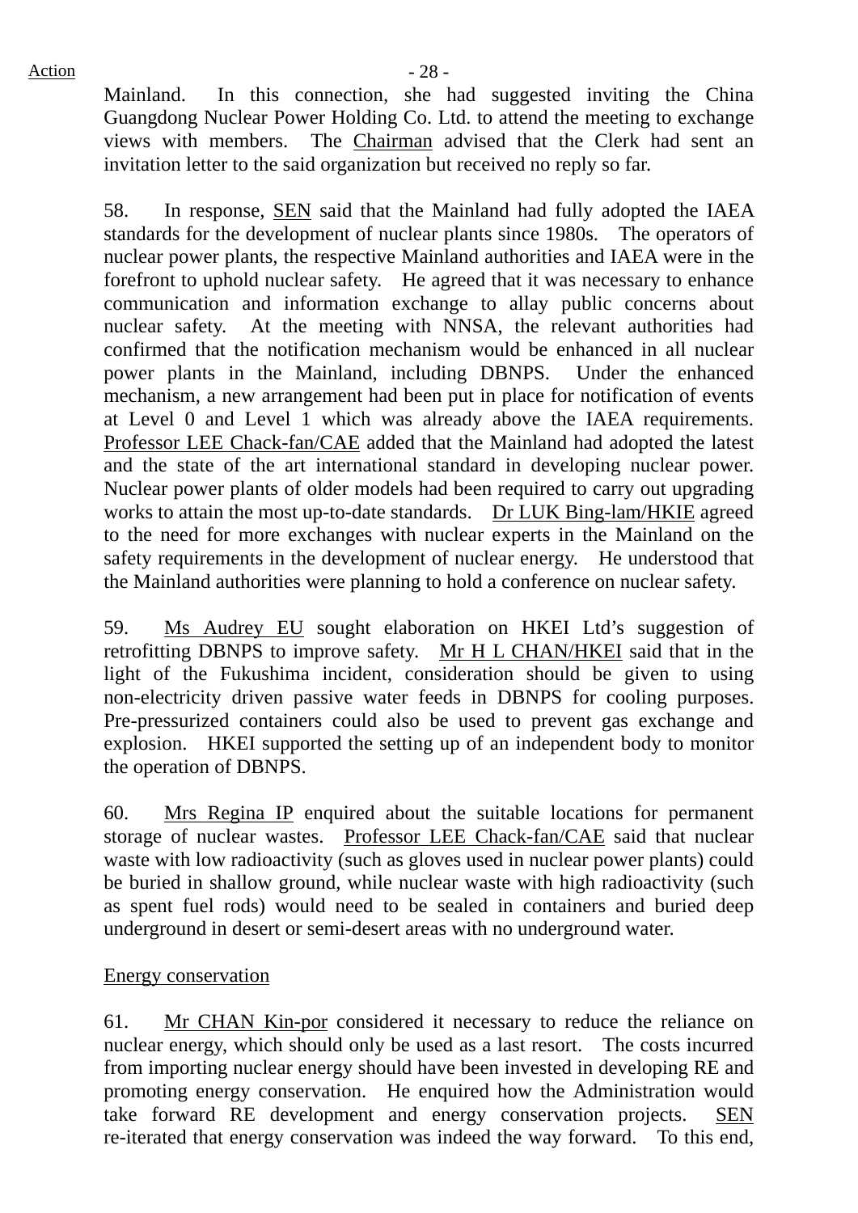Mainland. In this connection, she had suggested inviting the China Guangdong Nuclear Power Holding Co. Ltd. to attend the meeting to exchange views with members. The Chairman advised that the Clerk had sent an invitation letter to the said organization but received no reply so far.

58. In response, SEN said that the Mainland had fully adopted the IAEA standards for the development of nuclear plants since 1980s. The operators of nuclear power plants, the respective Mainland authorities and IAEA were in the forefront to uphold nuclear safety. He agreed that it was necessary to enhance communication and information exchange to allay public concerns about nuclear safety. At the meeting with NNSA, the relevant authorities had confirmed that the notification mechanism would be enhanced in all nuclear power plants in the Mainland, including DBNPS. Under the enhanced mechanism, a new arrangement had been put in place for notification of events at Level 0 and Level 1 which was already above the IAEA requirements. Professor LEE Chack-fan/CAE added that the Mainland had adopted the latest and the state of the art international standard in developing nuclear power. Nuclear power plants of older models had been required to carry out upgrading works to attain the most up-to-date standards. Dr LUK Bing-lam/HKIE agreed to the need for more exchanges with nuclear experts in the Mainland on the safety requirements in the development of nuclear energy. He understood that the Mainland authorities were planning to hold a conference on nuclear safety.

59. Ms Audrey EU sought elaboration on HKEI Ltd's suggestion of retrofitting DBNPS to improve safety. Mr H L CHAN/HKEI said that in the light of the Fukushima incident, consideration should be given to using non-electricity driven passive water feeds in DBNPS for cooling purposes. Pre-pressurized containers could also be used to prevent gas exchange and explosion. HKEI supported the setting up of an independent body to monitor the operation of DBNPS.

60. Mrs Regina IP enquired about the suitable locations for permanent storage of nuclear wastes. Professor LEE Chack-fan/CAE said that nuclear waste with low radioactivity (such as gloves used in nuclear power plants) could be buried in shallow ground, while nuclear waste with high radioactivity (such as spent fuel rods) would need to be sealed in containers and buried deep underground in desert or semi-desert areas with no underground water.

Energy conservation

61. Mr CHAN Kin-por considered it necessary to reduce the reliance on nuclear energy, which should only be used as a last resort. The costs incurred from importing nuclear energy should have been invested in developing RE and promoting energy conservation. He enquired how the Administration would take forward RE development and energy conservation projects. SEN re-iterated that energy conservation was indeed the way forward. To this end,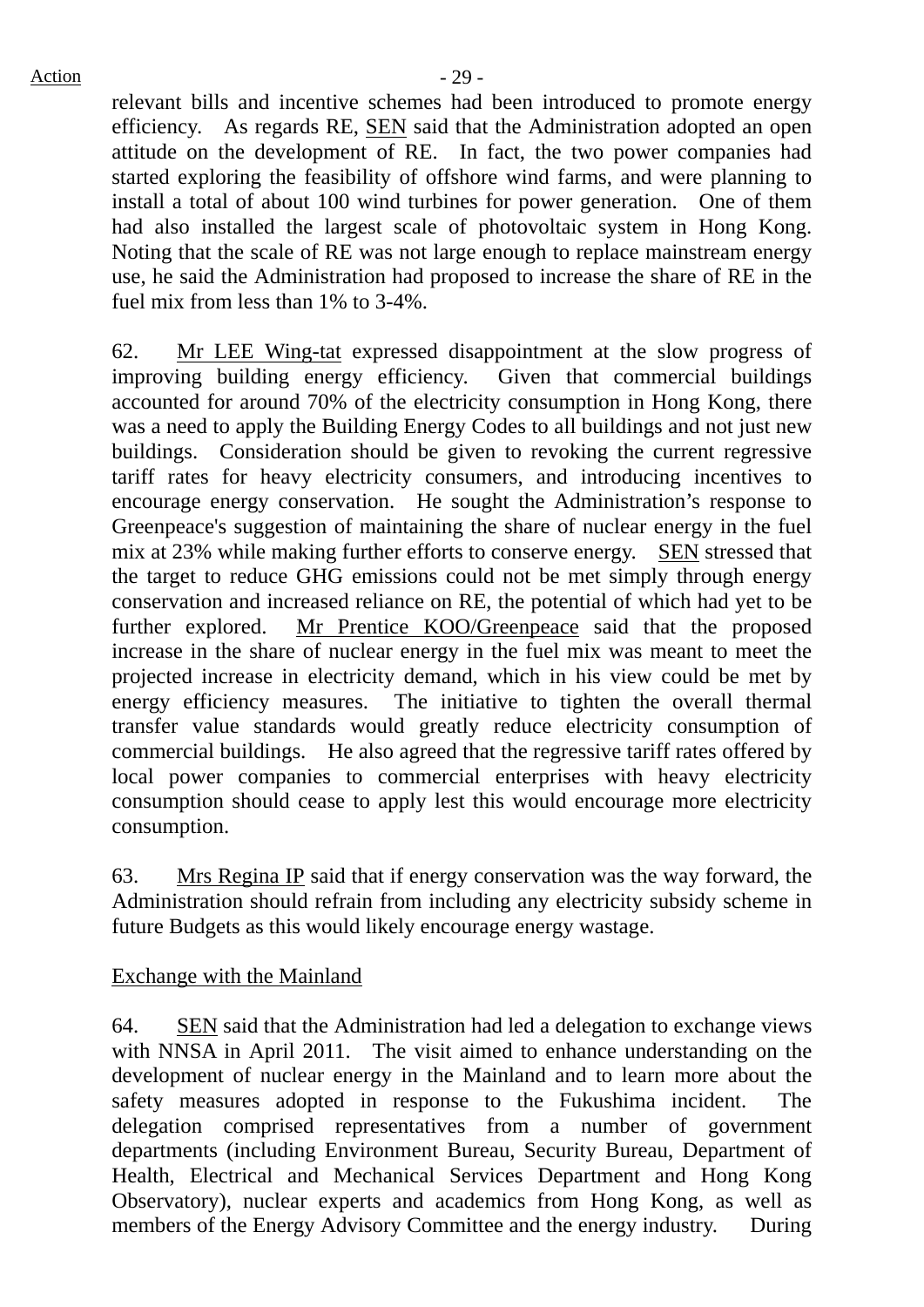relevant bills and incentive schemes had been introduced to promote energy efficiency. As regards RE, SEN said that the Administration adopted an open attitude on the development of RE. In fact, the two power companies had started exploring the feasibility of offshore wind farms, and were planning to install a total of about 100 wind turbines for power generation. One of them had also installed the largest scale of photovoltaic system in Hong Kong. Noting that the scale of RE was not large enough to replace mainstream energy use, he said the Administration had proposed to increase the share of RE in the fuel mix from less than 1% to 3-4%.

62. Mr LEE Wing-tat expressed disappointment at the slow progress of improving building energy efficiency. Given that commercial buildings accounted for around 70% of the electricity consumption in Hong Kong, there was a need to apply the Building Energy Codes to all buildings and not just new buildings. Consideration should be given to revoking the current regressive tariff rates for heavy electricity consumers, and introducing incentives to encourage energy conservation. He sought the Administration's response to Greenpeace's suggestion of maintaining the share of nuclear energy in the fuel mix at 23% while making further efforts to conserve energy. SEN stressed that the target to reduce GHG emissions could not be met simply through energy conservation and increased reliance on RE, the potential of which had yet to be further explored. Mr Prentice KOO/Greenpeace said that the proposed increase in the share of nuclear energy in the fuel mix was meant to meet the projected increase in electricity demand, which in his view could be met by energy efficiency measures. The initiative to tighten the overall thermal transfer value standards would greatly reduce electricity consumption of commercial buildings. He also agreed that the regressive tariff rates offered by local power companies to commercial enterprises with heavy electricity consumption should cease to apply lest this would encourage more electricity consumption.

63. Mrs Regina IP said that if energy conservation was the way forward, the Administration should refrain from including any electricity subsidy scheme in future Budgets as this would likely encourage energy wastage.

Exchange with the Mainland

64. SEN said that the Administration had led a delegation to exchange views with NNSA in April 2011. The visit aimed to enhance understanding on the development of nuclear energy in the Mainland and to learn more about the safety measures adopted in response to the Fukushima incident. The delegation comprised representatives from a number of government departments (including Environment Bureau, Security Bureau, Department of Health, Electrical and Mechanical Services Department and Hong Kong Observatory), nuclear experts and academics from Hong Kong, as well as members of the Energy Advisory Committee and the energy industry. During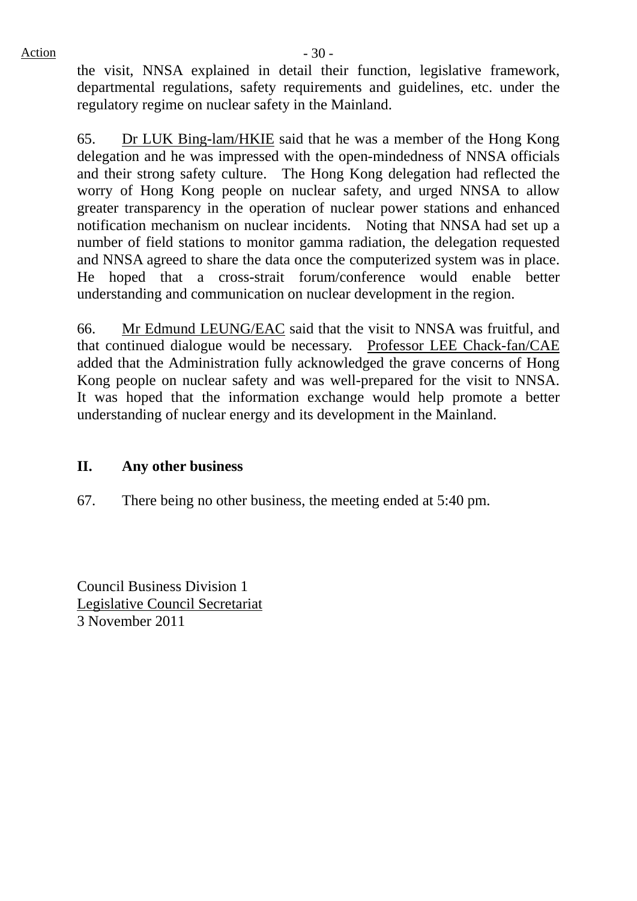the visit, NNSA explained in detail their function, legislative framework, departmental regulations, safety requirements and guidelines, etc. under the regulatory regime on nuclear safety in the Mainland.

65. Dr LUK Bing-lam/HKIE said that he was a member of the Hong Kong delegation and he was impressed with the open-mindedness of NNSA officials and their strong safety culture. The Hong Kong delegation had reflected the worry of Hong Kong people on nuclear safety, and urged NNSA to allow greater transparency in the operation of nuclear power stations and enhanced notification mechanism on nuclear incidents. Noting that NNSA had set up a number of field stations to monitor gamma radiation, the delegation requested and NNSA agreed to share the data once the computerized system was in place. He hoped that a cross-strait forum/conference would enable better understanding and communication on nuclear development in the region.

66. Mr Edmund LEUNG/EAC said that the visit to NNSA was fruitful, and that continued dialogue would be necessary. Professor LEE Chack-fan/CAE added that the Administration fully acknowledged the grave concerns of Hong Kong people on nuclear safety and was well-prepared for the visit to NNSA. It was hoped that the information exchange would help promote a better understanding of nuclear energy and its development in the Mainland.

## II. Any other business

67. There being no other business, the meeting ended at 5:40 pm.

Council Business Division 1
Legislative Council Secretariat
3 November 2011